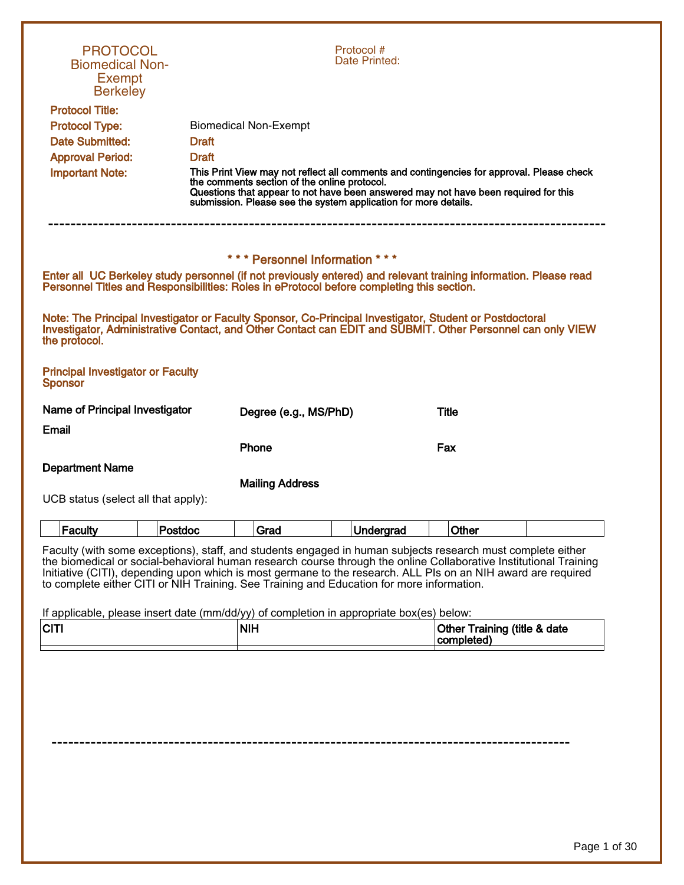# PROTOCOL
## Biomedical Non-Exempt
## Berkeley

Protocol #
Date Printed:

| | |
|---|---|
| **Protocol Title:** | |
| **Protocol Type:** | Biomedical Non-Exempt |
| **Date Submitted:** | Draft |
| **Approval Period:** | Draft |
| **Important Note:** | This Print View may not reflect all comments and contingencies for approval. Please check the comments section of the online protocol. Questions that appear to not have been answered may not have been required for this submission. Please see the system application for more details. |

---

## * * * Personnel Information * * *

**Enter all UC Berkeley study personnel (if not previously entered) and relevant training information. Please read Personnel Titles and Responsibilities: Roles in eProtocol before completing this section.**

**Note: The Principal Investigator or Faculty Sponsor, Co-Principal Investigator, Student or Postdoctoral Investigator, Administrative Contact, and Other Contact can EDIT and SUBMIT. Other Personnel can only VIEW the protocol.**

### Principal Investigator or Faculty Sponsor

**Name of Principal Investigator** | **Degree (e.g., MS/PhD)** | **Title**

**Email**

**Phone** | **Fax**

**Department Name**

**Mailing Address**

UCB status (select all that apply):

| | Faculty | | Postdoc | | Grad | | Undergrad | | Other | |
|---|---|---|---|---|---|---|---|---|---|---|

Faculty (with some exceptions), staff, and students engaged in human subjects research must complete either the biomedical or social-behavioral human research course through the online Collaborative Institutional Training Initiative (CITI), depending upon which is most germane to the research. ALL PIs on an NIH award are required to complete either CITI or NIH Training. See Training and Education for more information.

If applicable, please insert date (mm/dd/yy) of completion in appropriate box(es) below:

| CITI | NIH | Other Training (title & date completed) |
|---|---|---|
| | | |

---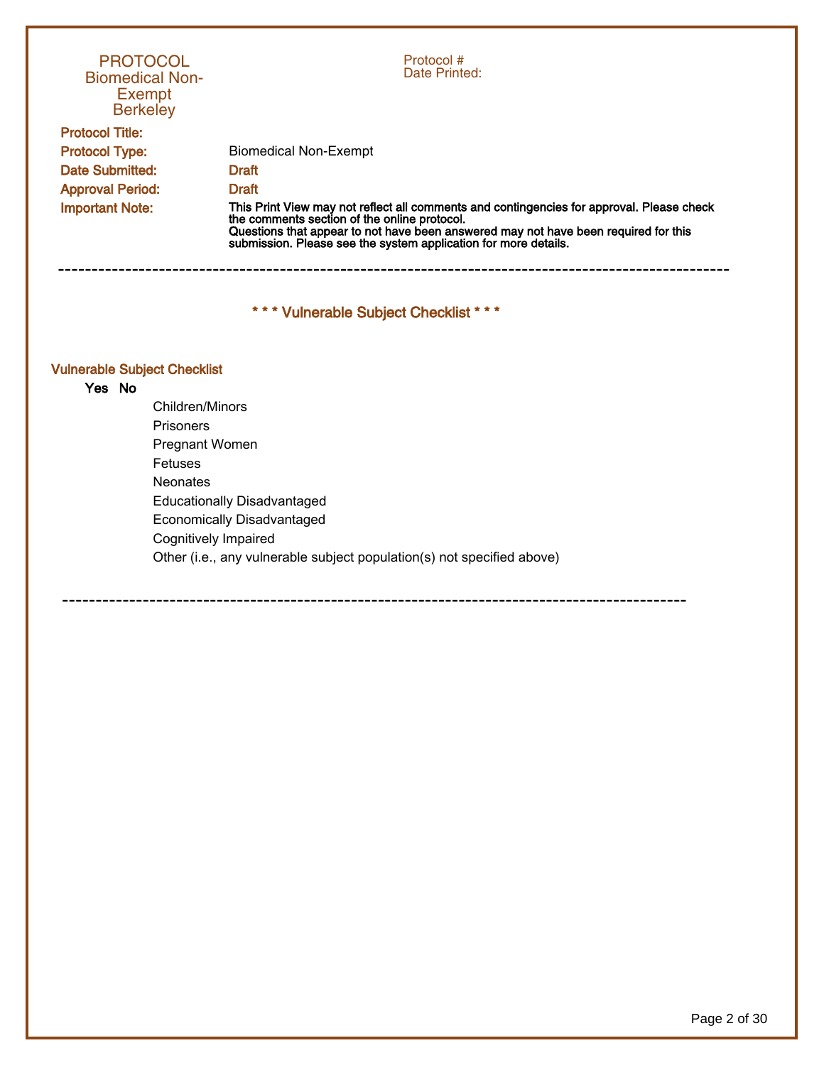PROTOCOL
Biomedical Non-Exempt
Berkeley

Protocol #
Date Printed:

**Protocol Title:**

**Protocol Type:** Biomedical Non-Exempt

**Date Submitted:** Draft

**Approval Period:** Draft

**Important Note:** **This Print View may not reflect all comments and contingencies for approval. Please check the comments section of the online protocol.**
**Questions that appear to not have been answered may not have been required for this submission. Please see the system application for more details.**

---

## * * * Vulnerable Subject Checklist * * *

### Vulnerable Subject Checklist

| Yes | No | |
|---|---|---|
| | | Children/Minors |
| | | Prisoners |
| | | Pregnant Women |
| | | Fetuses |
| | | Neonates |
| | | Educationally Disadvantaged |
| | | Economically Disadvantaged |
| | | Cognitively Impaired |
| | | Other (i.e., any vulnerable subject population(s) not specified above) |

---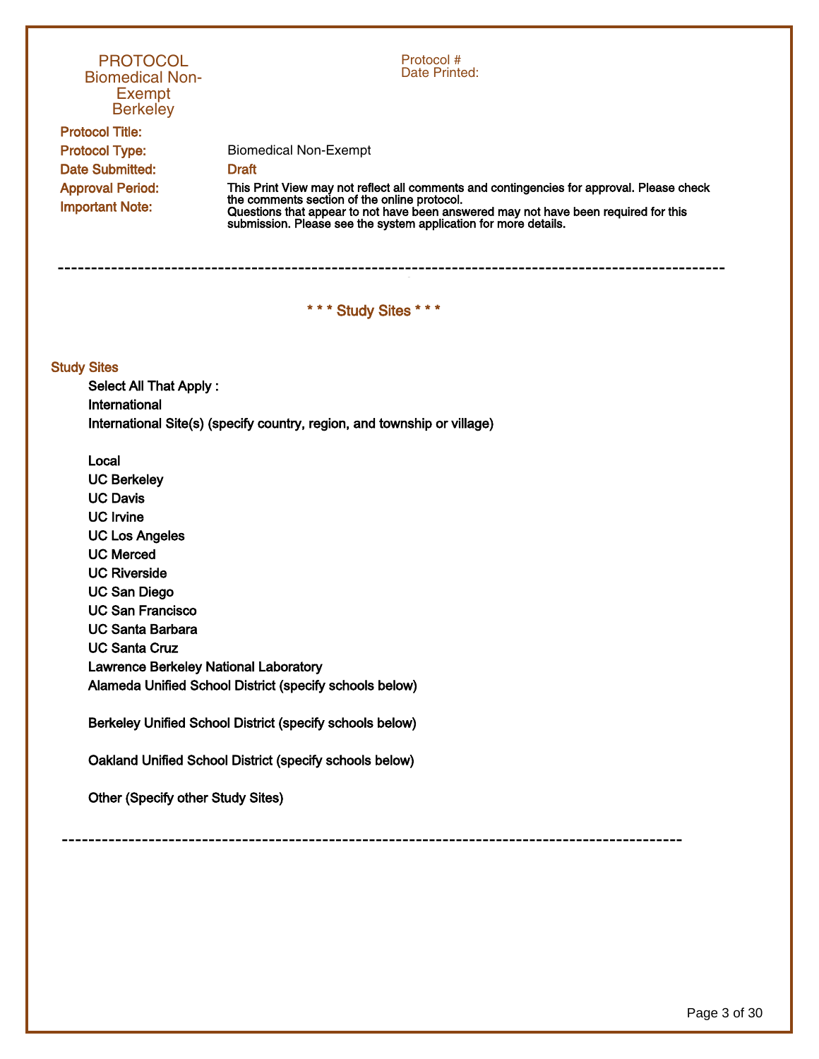PROTOCOL
Biomedical Non-Exempt
Berkeley

Protocol #
Date Printed:

**Protocol Title:**

**Protocol Type:** Biomedical Non-Exempt

**Date Submitted:** Draft

**Approval Period:**

**Important Note:** This Print View may not reflect all comments and contingencies for approval. Please check the comments section of the online protocol. Questions that appear to not have been answered may not have been required for this submission. Please see the system application for more details.

---

## * * * Study Sites * * *

### Study Sites

Select All That Apply :

International

International Site(s) (specify country, region, and township or village)

Local

UC Berkeley

UC Davis

UC Irvine

UC Los Angeles

UC Merced

UC Riverside

UC San Diego

UC San Francisco

UC Santa Barbara

UC Santa Cruz

Lawrence Berkeley National Laboratory

Alameda Unified School District (specify schools below)

Berkeley Unified School District (specify schools below)

Oakland Unified School District (specify schools below)

Other (Specify other Study Sites)

---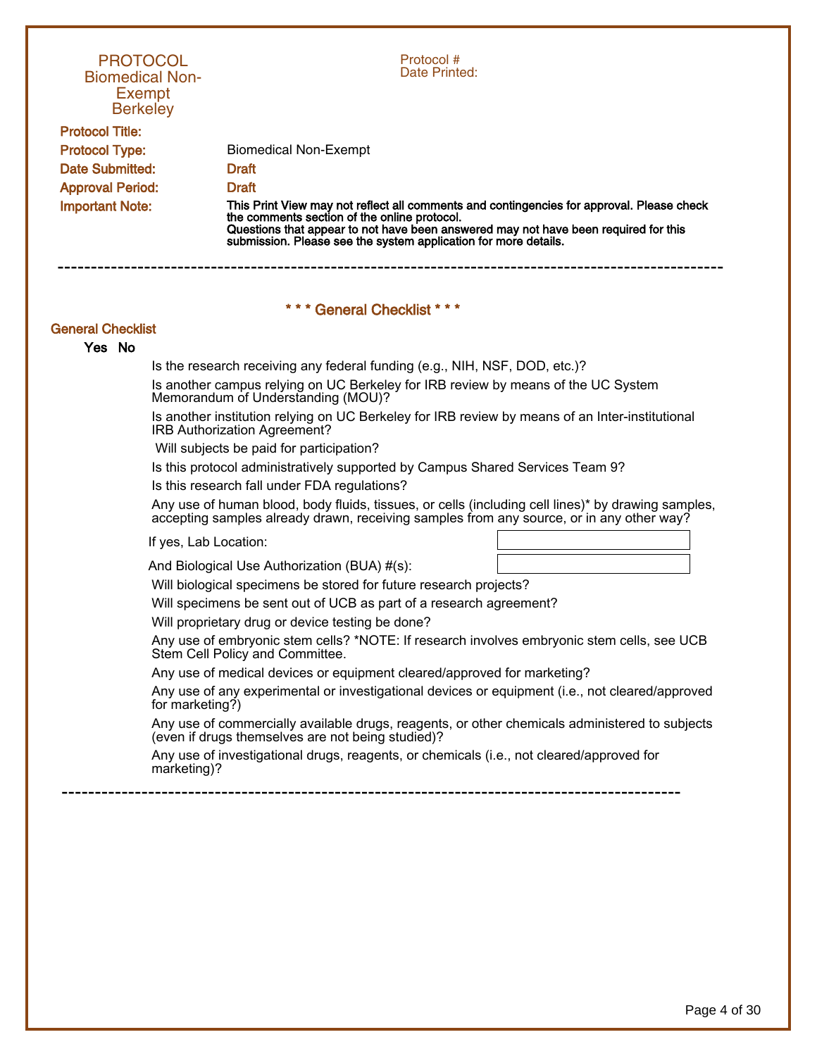# PROTOCOL
## Biomedical Non-Exempt
## Berkeley

Protocol #
Date Printed:

| | |
|---|---|
| **Protocol Title:** | |
| **Protocol Type:** | Biomedical Non-Exempt |
| **Date Submitted:** | Draft |
| **Approval Period:** | Draft |
| **Important Note:** | **This Print View may not reflect all comments and contingencies for approval. Please check the comments section of the online protocol. Questions that appear to not have been answered may not have been required for this submission. Please see the system application for more details.** |

---

## * * * General Checklist * * *

### General Checklist

**Yes No**

Is the research receiving any federal funding (e.g., NIH, NSF, DOD, etc.)?

Is another campus relying on UC Berkeley for IRB review by means of the UC System Memorandum of Understanding (MOU)?

Is another institution relying on UC Berkeley for IRB review by means of an Inter-institutional IRB Authorization Agreement?

Will subjects be paid for participation?

Is this protocol administratively supported by Campus Shared Services Team 9?

Is this research fall under FDA regulations?

Any use of human blood, body fluids, tissues, or cells (including cell lines)* by drawing samples, accepting samples already drawn, receiving samples from any source, or in any other way?

If yes, Lab Location:

And Biological Use Authorization (BUA) #(s):

Will biological specimens be stored for future research projects?

Will specimens be sent out of UCB as part of a research agreement?

Will proprietary drug or device testing be done?

Any use of embryonic stem cells? *NOTE: If research involves embryonic stem cells, see UCB Stem Cell Policy and Committee.

Any use of medical devices or equipment cleared/approved for marketing?

Any use of any experimental or investigational devices or equipment (i.e., not cleared/approved for marketing?)

Any use of commercially available drugs, reagents, or other chemicals administered to subjects (even if drugs themselves are not being studied)?

Any use of investigational drugs, reagents, or chemicals (i.e., not cleared/approved for marketing)?

---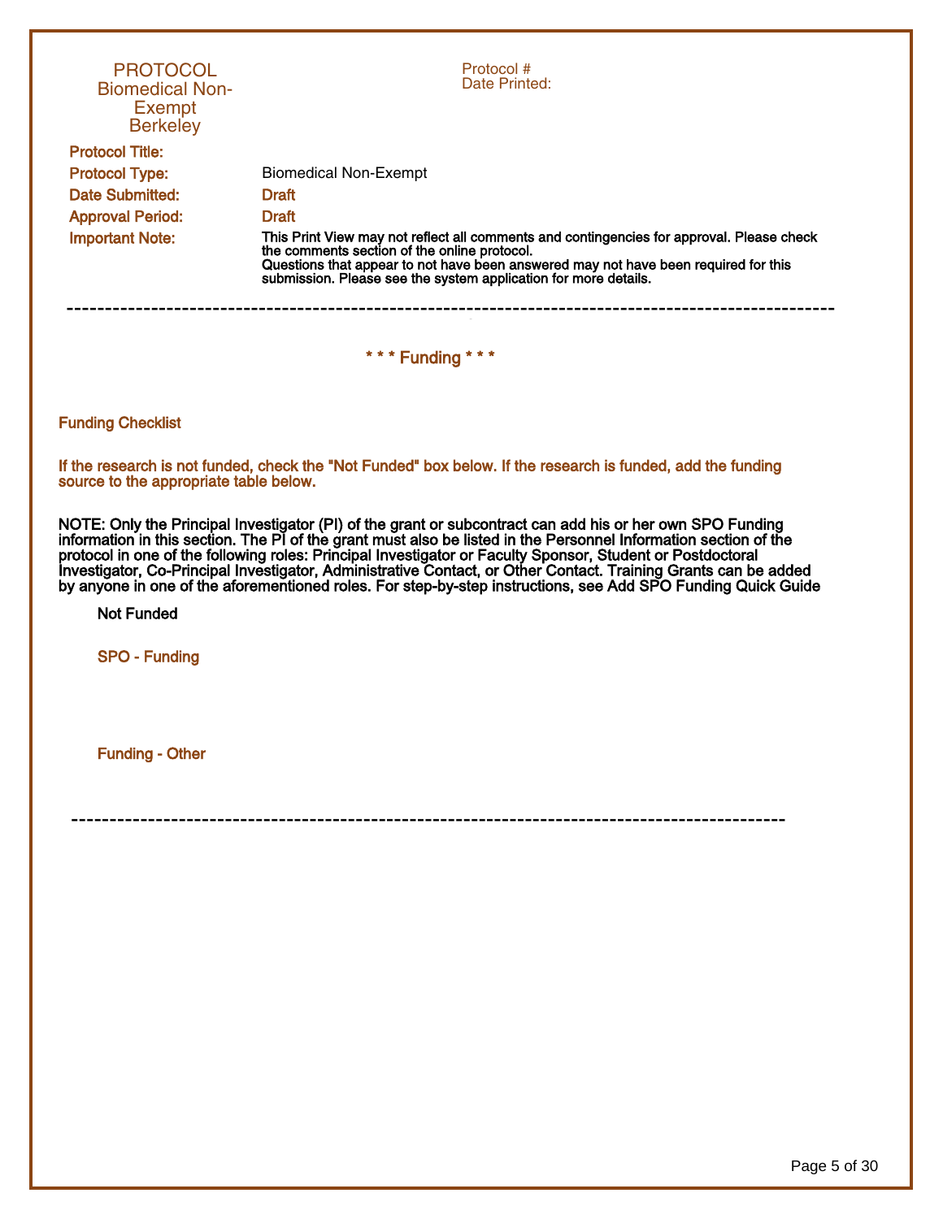PROTOCOL
Biomedical Non-Exempt
Berkeley

Protocol #
Date Printed:

**Protocol Title:**

**Protocol Type:** Biomedical Non-Exempt

**Date Submitted:** Draft

**Approval Period:** Draft

**Important Note:** This Print View may not reflect all comments and contingencies for approval. Please check the comments section of the online protocol.
Questions that appear to not have been answered may not have been required for this submission. Please see the system application for more details.

---

## \* \* \* Funding \* \* \*

### Funding Checklist

**If the research is not funded, check the "Not Funded" box below. If the research is funded, add the funding source to the appropriate table below.**

**NOTE: Only the Principal Investigator (PI) of the grant or subcontract can add his or her own SPO Funding information in this section. The PI of the grant must also be listed in the Personnel Information section of the protocol in one of the following roles: Principal Investigator or Faculty Sponsor, Student or Postdoctoral Investigator, Co-Principal Investigator, Administrative Contact, or Other Contact. Training Grants can be added by anyone in one of the aforementioned roles. For step-by-step instructions, see Add SPO Funding Quick Guide**

**Not Funded**

**SPO - Funding**

**Funding - Other**

---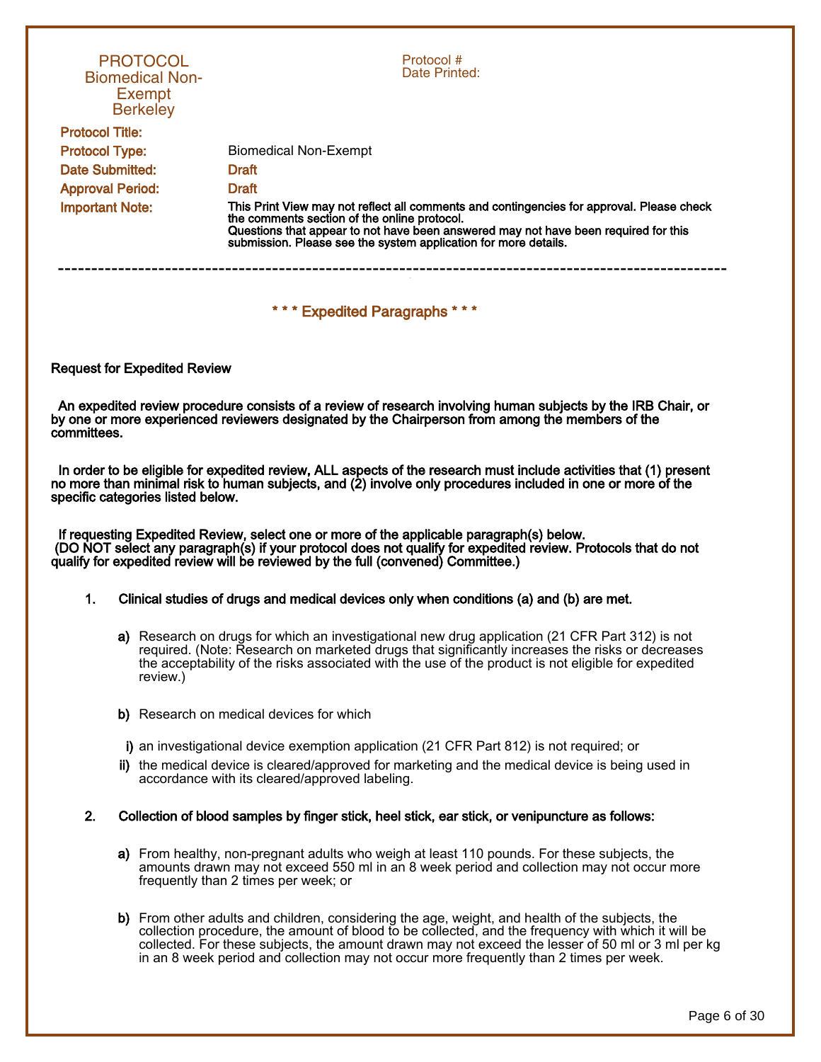PROTOCOL
Biomedical Non-Exempt
Berkeley

Protocol #
Date Printed:

| | |
|---|---|
| **Protocol Title:** | |
| **Protocol Type:** | Biomedical Non-Exempt |
| **Date Submitted:** | Draft |
| **Approval Period:** | Draft |
| **Important Note:** | **This Print View may not reflect all comments and contingencies for approval. Please check the comments section of the online protocol. Questions that appear to not have been answered may not have been required for this submission. Please see the system application for more details.** |

---

## * * * Expedited Paragraphs * * *

**Request for Expedited Review**

**An expedited review procedure consists of a review of research involving human subjects by the IRB Chair, or by one or more experienced reviewers designated by the Chairperson from among the members of the committees.**

**In order to be eligible for expedited review, ALL aspects of the research must include activities that (1) present no more than minimal risk to human subjects, and (2) involve only procedures included in one or more of the specific categories listed below.**

**If requesting Expedited Review, select one or more of the applicable paragraph(s) below. (DO NOT select any paragraph(s) if your protocol does not qualify for expedited review. Protocols that do not qualify for expedited review will be reviewed by the full (convened) Committee.)**

**1. Clinical studies of drugs and medical devices only when conditions (a) and (b) are met.**

**a)** Research on drugs for which an investigational new drug application (21 CFR Part 312) is not required. (Note: Research on marketed drugs that significantly increases the risks or decreases the acceptability of the risks associated with the use of the product is not eligible for expedited review.)

**b)** Research on medical devices for which

**i)** an investigational device exemption application (21 CFR Part 812) is not required; or

**ii)** the medical device is cleared/approved for marketing and the medical device is being used in accordance with its cleared/approved labeling.

**2. Collection of blood samples by finger stick, heel stick, ear stick, or venipuncture as follows:**

**a)** From healthy, non-pregnant adults who weigh at least 110 pounds. For these subjects, the amounts drawn may not exceed 550 ml in an 8 week period and collection may not occur more frequently than 2 times per week; or

**b)** From other adults and children, considering the age, weight, and health of the subjects, the collection procedure, the amount of blood to be collected, and the frequency with which it will be collected. For these subjects, the amount drawn may not exceed the lesser of 50 ml or 3 ml per kg in an 8 week period and collection may not occur more frequently than 2 times per week.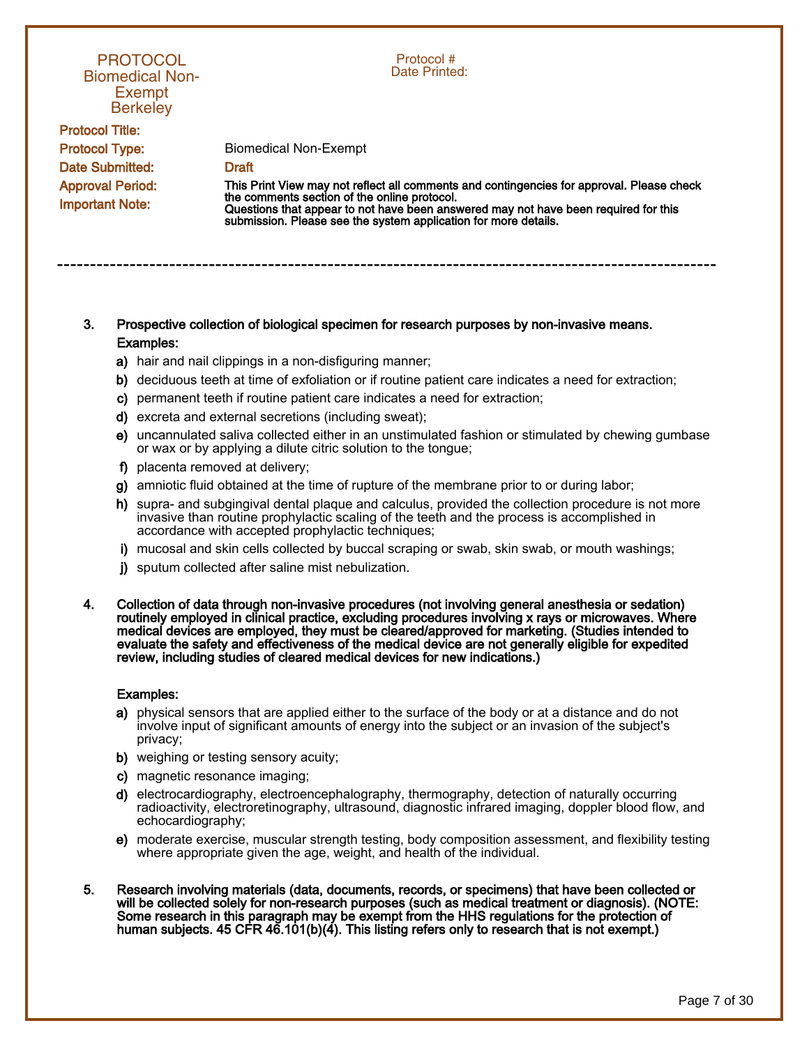**PROTOCOL**
**Biomedical Non-Exempt**
**Berkeley**

Protocol #
Date Printed:

**Protocol Title:**

**Protocol Type:** Biomedical Non-Exempt

**Date Submitted:** Draft

**Approval Period:**

**Important Note:** **This Print View may not reflect all comments and contingencies for approval. Please check the comments section of the online protocol. Questions that appear to not have been answered may not have been required for this submission. Please see the system application for more details.**

---

3. **Prospective collection of biological specimen for research purposes by non-invasive means.**
   **Examples:**
   - **a)** hair and nail clippings in a non-disfiguring manner;
   - **b)** deciduous teeth at time of exfoliation or if routine patient care indicates a need for extraction;
   - **c)** permanent teeth if routine patient care indicates a need for extraction;
   - **d)** excreta and external secretions (including sweat);
   - **e)** uncannulated saliva collected either in an unstimulated fashion or stimulated by chewing gumbase or wax or by applying a dilute citric solution to the tongue;
   - **f)** placenta removed at delivery;
   - **g)** amniotic fluid obtained at the time of rupture of the membrane prior to or during labor;
   - **h)** supra- and subgingival dental plaque and calculus, provided the collection procedure is not more invasive than routine prophylactic scaling of the teeth and the process is accomplished in accordance with accepted prophylactic techniques;
   - **i)** mucosal and skin cells collected by buccal scraping or swab, skin swab, or mouth washings;
   - **j)** sputum collected after saline mist nebulization.

4. **Collection of data through non-invasive procedures (not involving general anesthesia or sedation) routinely employed in clinical practice, excluding procedures involving x rays or microwaves. Where medical devices are employed, they must be cleared/approved for marketing. (Studies intended to evaluate the safety and effectiveness of the medical device are not generally eligible for expedited review, including studies of cleared medical devices for new indications.)**

   **Examples:**
   - **a)** physical sensors that are applied either to the surface of the body or at a distance and do not involve input of significant amounts of energy into the subject or an invasion of the subject's privacy;
   - **b)** weighing or testing sensory acuity;
   - **c)** magnetic resonance imaging;
   - **d)** electrocardiography, electroencephalography, thermography, detection of naturally occurring radioactivity, electroretinography, ultrasound, diagnostic infrared imaging, doppler blood flow, and echocardiography;
   - **e)** moderate exercise, muscular strength testing, body composition assessment, and flexibility testing where appropriate given the age, weight, and health of the individual.

5. **Research involving materials (data, documents, records, or specimens) that have been collected or will be collected solely for non-research purposes (such as medical treatment or diagnosis). (NOTE: Some research in this paragraph may be exempt from the HHS regulations for the protection of human subjects. 45 CFR 46.101(b)(4). This listing refers only to research that is not exempt.)**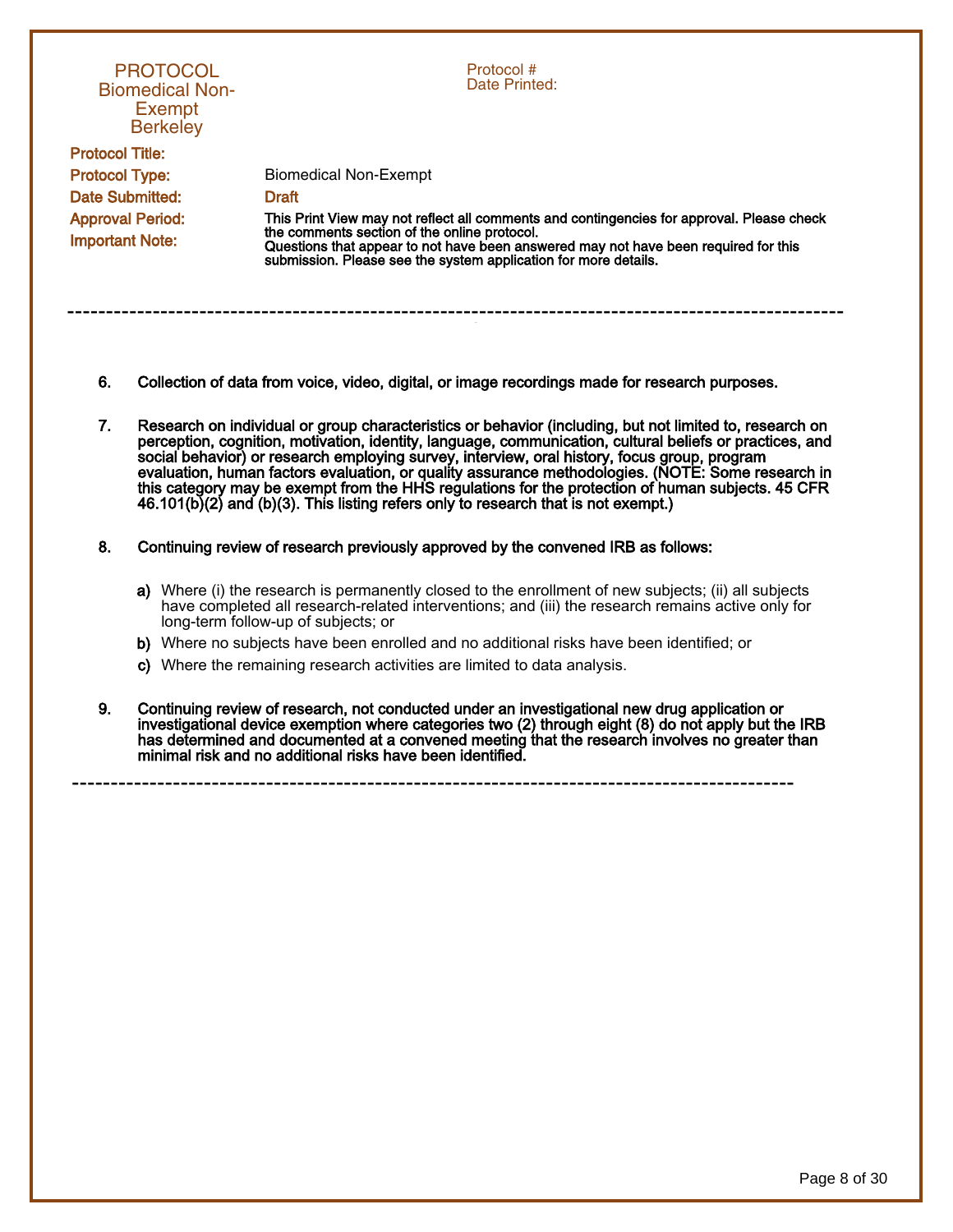6. **Collection of data from voice, video, digital, or image recordings made for research purposes.**

7. **Research on individual or group characteristics or behavior (including, but not limited to, research on perception, cognition, motivation, identity, language, communication, cultural beliefs or practices, and social behavior) or research employing survey, interview, oral history, focus group, program evaluation, human factors evaluation, or quality assurance methodologies. (NOTE: Some research in this category may be exempt from the HHS regulations for the protection of human subjects. 45 CFR 46.101(b)(2) and (b)(3). This listing refers only to research that is not exempt.)**

8. **Continuing review of research previously approved by the convened IRB as follows:**

   **a)** Where (i) the research is permanently closed to the enrollment of new subjects; (ii) all subjects have completed all research-related interventions; and (iii) the research remains active only for long-term follow-up of subjects; or

   **b)** Where no subjects have been enrolled and no additional risks have been identified; or

   **c)** Where the remaining research activities are limited to data analysis.

9. **Continuing review of research, not conducted under an investigational new drug application or investigational device exemption where categories two (2) through eight (8) do not apply but the IRB has determined and documented at a convened meeting that the research involves no greater than minimal risk and no additional risks have been identified.**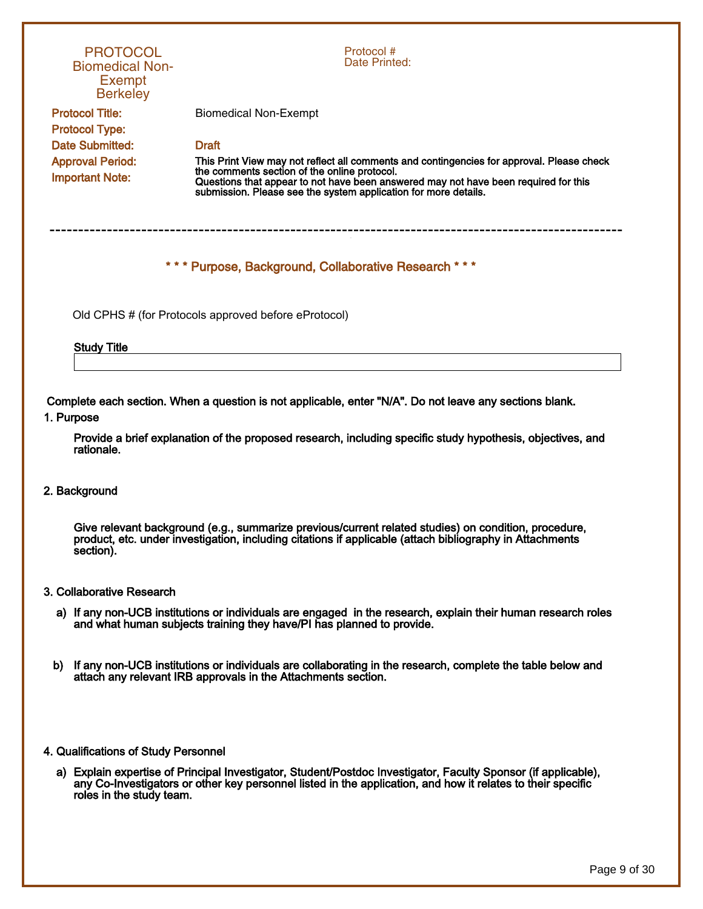PROTOCOL
Biomedical Non-Exempt
Berkeley

Protocol #
Date Printed:

**Protocol Title:** Biomedical Non-Exempt

**Protocol Type:**

**Date Submitted:** Draft

**Approval Period:**

**Important Note:** This Print View may not reflect all comments and contingencies for approval. Please check the comments section of the online protocol.
Questions that appear to not have been answered may not have been required for this submission. Please see the system application for more details.

---

## * * * Purpose, Background, Collaborative Research * * *

Old CPHS # (for Protocols approved before eProtocol)

**Study Title**

| |
|---|
| |

**Complete each section. When a question is not applicable, enter "N/A". Do not leave any sections blank.**

**1. Purpose**

**Provide a brief explanation of the proposed research, including specific study hypothesis, objectives, and rationale.**

**2. Background**

**Give relevant background (e.g., summarize previous/current related studies) on condition, procedure, product, etc. under investigation, including citations if applicable (attach bibliography in Attachments section).**

**3. Collaborative Research**

**a) If any non-UCB institutions or individuals are engaged in the research, explain their human research roles and what human subjects training they have/PI has planned to provide.**

**b) If any non-UCB institutions or individuals are collaborating in the research, complete the table below and attach any relevant IRB approvals in the Attachments section.**

**4. Qualifications of Study Personnel**

**a) Explain expertise of Principal Investigator, Student/Postdoc Investigator, Faculty Sponsor (if applicable), any Co-Investigators or other key personnel listed in the application, and how it relates to their specific roles in the study team.**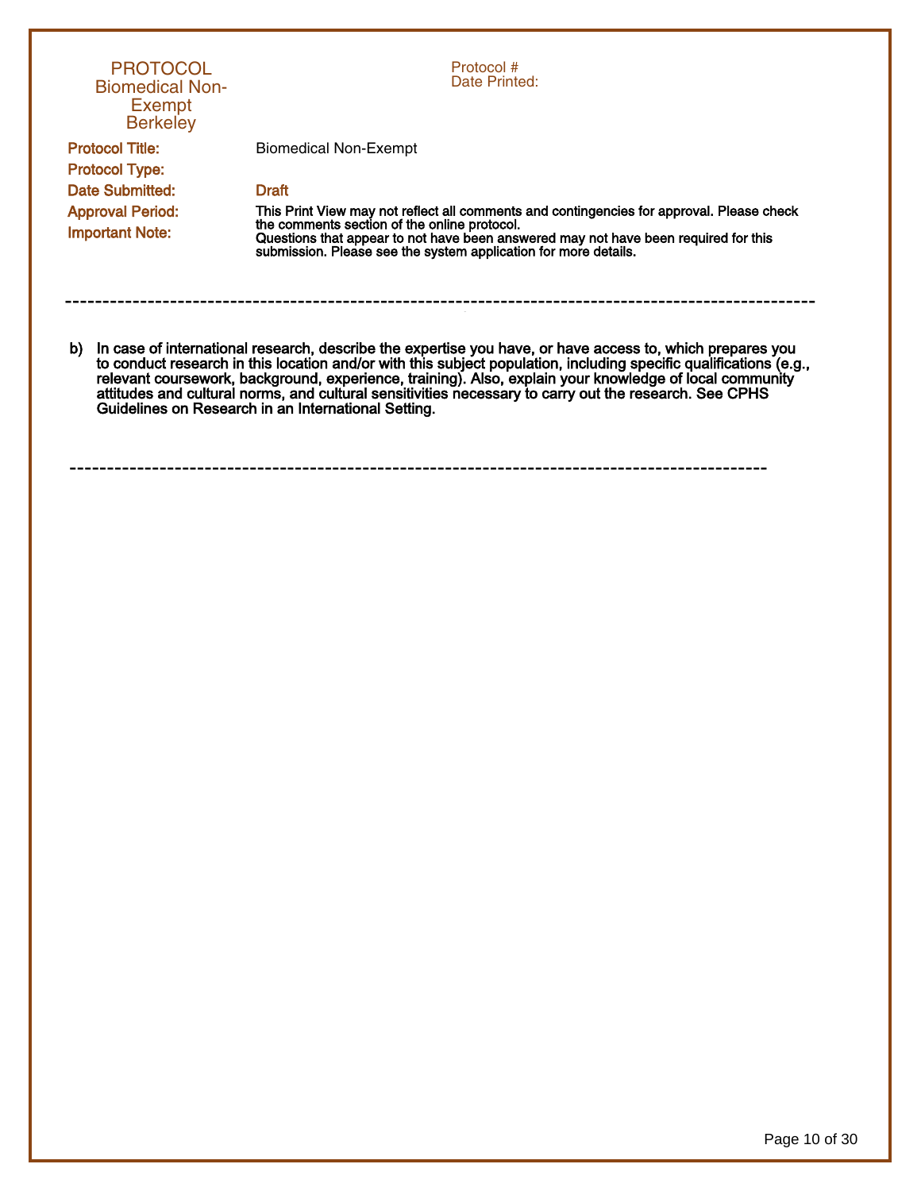**PROTOCOL**
**Biomedical Non-Exempt**
**Berkeley**

Protocol #
Date Printed:

| | |
|---|---|
| **Protocol Title:** | Biomedical Non-Exempt |
| **Protocol Type:** | |
| **Date Submitted:** | Draft |
| **Approval Period:** | |
| **Important Note:** | **This Print View may not reflect all comments and contingencies for approval. Please check the comments section of the online protocol. Questions that appear to not have been answered may not have been required for this submission. Please see the system application for more details.** |

---

**b) In case of international research, describe the expertise you have, or have access to, which prepares you to conduct research in this location and/or with this subject population, including specific qualifications (e.g., relevant coursework, background, experience, training). Also, explain your knowledge of local community attitudes and cultural norms, and cultural sensitivities necessary to carry out the research. See CPHS Guidelines on Research in an International Setting.**

---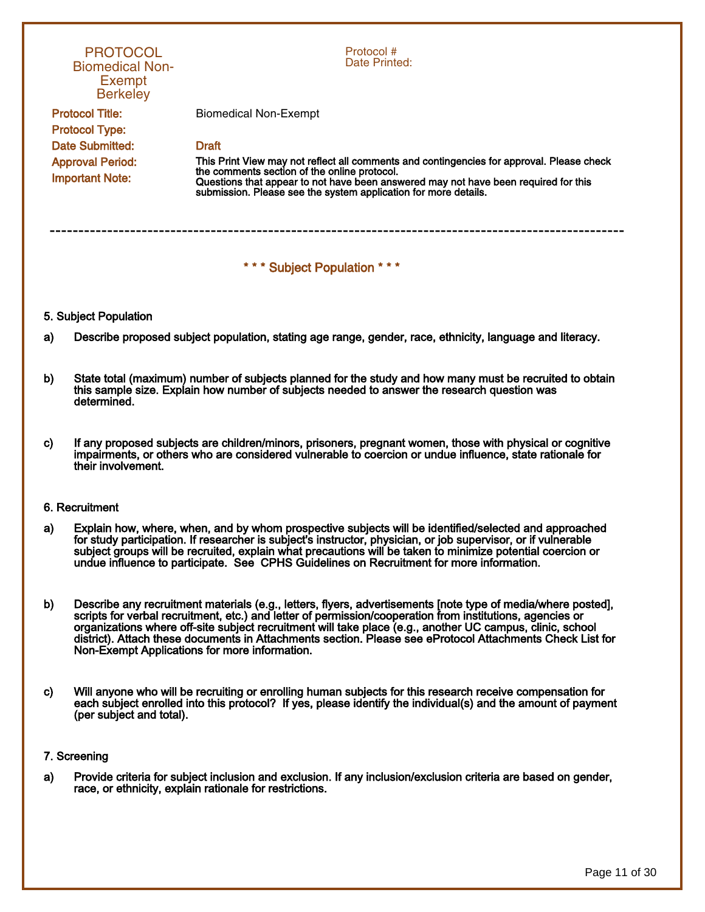PROTOCOL
Biomedical Non-Exempt
Berkeley

Protocol #
Date Printed:

**Protocol Title:** Biomedical Non-Exempt

**Protocol Type:**

**Date Submitted:** Draft

**Approval Period:**

**Important Note:** This Print View may not reflect all comments and contingencies for approval. Please check the comments section of the online protocol.
Questions that appear to not have been answered may not have been required for this submission. Please see the system application for more details.

---

## * * * Subject Population * * *

### 5. Subject Population

**a)** Describe proposed subject population, stating age range, gender, race, ethnicity, language and literacy.

**b)** State total (maximum) number of subjects planned for the study and how many must be recruited to obtain this sample size. Explain how number of subjects needed to answer the research question was determined.

**c)** If any proposed subjects are children/minors, prisoners, pregnant women, those with physical or cognitive impairments, or others who are considered vulnerable to coercion or undue influence, state rationale for their involvement.

### 6. Recruitment

**a)** Explain how, where, when, and by whom prospective subjects will be identified/selected and approached for study participation. If researcher is subject's instructor, physician, or job supervisor, or if vulnerable subject groups will be recruited, explain what precautions will be taken to minimize potential coercion or undue influence to participate. See CPHS Guidelines on Recruitment for more information.

**b)** Describe any recruitment materials (e.g., letters, flyers, advertisements [note type of media/where posted], scripts for verbal recruitment, etc.) and letter of permission/cooperation from institutions, agencies or organizations where off-site subject recruitment will take place (e.g., another UC campus, clinic, school district). Attach these documents in Attachments section. Please see eProtocol Attachments Check List for Non-Exempt Applications for more information.

**c)** Will anyone who will be recruiting or enrolling human subjects for this research receive compensation for each subject enrolled into this protocol? If yes, please identify the individual(s) and the amount of payment (per subject and total).

### 7. Screening

**a)** Provide criteria for subject inclusion and exclusion. If any inclusion/exclusion criteria are based on gender, race, or ethnicity, explain rationale for restrictions.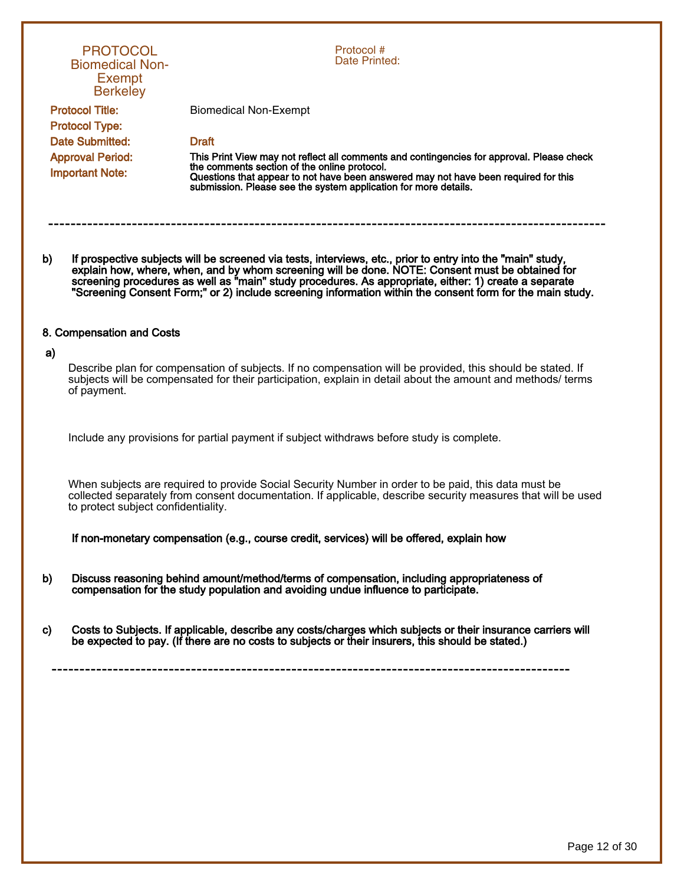**PROTOCOL**
**Biomedical Non-Exempt**
**Berkeley**

Protocol #
Date Printed:

**Protocol Title:** Biomedical Non-Exempt

**Protocol Type:**

**Date Submitted:** Draft

**Approval Period:**

**Important Note:** This Print View may not reflect all comments and contingencies for approval. Please check the comments section of the online protocol. Questions that appear to not have been answered may not have been required for this submission. Please see the system application for more details.

---

**b) If prospective subjects will be screened via tests, interviews, etc., prior to entry into the "main" study, explain how, where, when, and by whom screening will be done. NOTE: Consent must be obtained for screening procedures as well as "main" study procedures. As appropriate, either: 1) create a separate "Screening Consent Form;" or 2) include screening information within the consent form for the main study.**

**8. Compensation and Costs**

**a)**

Describe plan for compensation of subjects. If no compensation will be provided, this should be stated. If subjects will be compensated for their participation, explain in detail about the amount and methods/ terms of payment.

Include any provisions for partial payment if subject withdraws before study is complete.

When subjects are required to provide Social Security Number in order to be paid, this data must be collected separately from consent documentation. If applicable, describe security measures that will be used to protect subject confidentiality.

**If non-monetary compensation (e.g., course credit, services) will be offered, explain how**

**b) Discuss reasoning behind amount/method/terms of compensation, including appropriateness of compensation for the study population and avoiding undue influence to participate.**

**c) Costs to Subjects. If applicable, describe any costs/charges which subjects or their insurance carriers will be expected to pay. (If there are no costs to subjects or their insurers, this should be stated.)**

---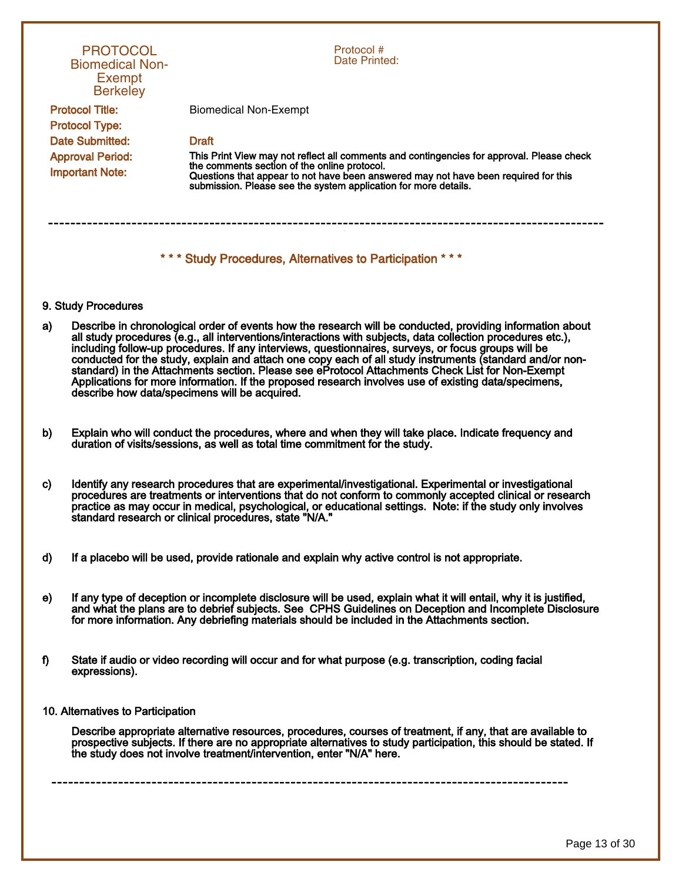PROTOCOL
Biomedical Non-Exempt
Berkeley

Protocol #
Date Printed:

**Protocol Title:** Biomedical Non-Exempt

**Protocol Type:**

**Date Submitted:** Draft

**Approval Period:**

**Important Note:** This Print View may not reflect all comments and contingencies for approval. Please check the comments section of the online protocol.
Questions that appear to not have been answered may not have been required for this submission. Please see the system application for more details.

---

## * * * Study Procedures, Alternatives to Participation * * *

### 9. Study Procedures

a) Describe in chronological order of events how the research will be conducted, providing information about all study procedures (e.g., all interventions/interactions with subjects, data collection procedures etc.), including follow-up procedures. If any interviews, questionnaires, surveys, or focus groups will be conducted for the study, explain and attach one copy each of all study instruments (standard and/or non-standard) in the Attachments section. Please see eProtocol Attachments Check List for Non-Exempt Applications for more information. If the proposed research involves use of existing data/specimens, describe how data/specimens will be acquired.

b) Explain who will conduct the procedures, where and when they will take place. Indicate frequency and duration of visits/sessions, as well as total time commitment for the study.

c) Identify any research procedures that are experimental/investigational. Experimental or investigational procedures are treatments or interventions that do not conform to commonly accepted clinical or research practice as may occur in medical, psychological, or educational settings. Note: if the study only involves standard research or clinical procedures, state "N/A."

d) If a placebo will be used, provide rationale and explain why active control is not appropriate.

e) If any type of deception or incomplete disclosure will be used, explain what it will entail, why it is justified, and what the plans are to debrief subjects. See CPHS Guidelines on Deception and Incomplete Disclosure for more information. Any debriefing materials should be included in the Attachments section.

f) State if audio or video recording will occur and for what purpose (e.g. transcription, coding facial expressions).

### 10. Alternatives to Participation

Describe appropriate alternative resources, procedures, courses of treatment, if any, that are available to prospective subjects. If there are no appropriate alternatives to study participation, this should be stated. If the study does not involve treatment/intervention, enter "N/A" here.

---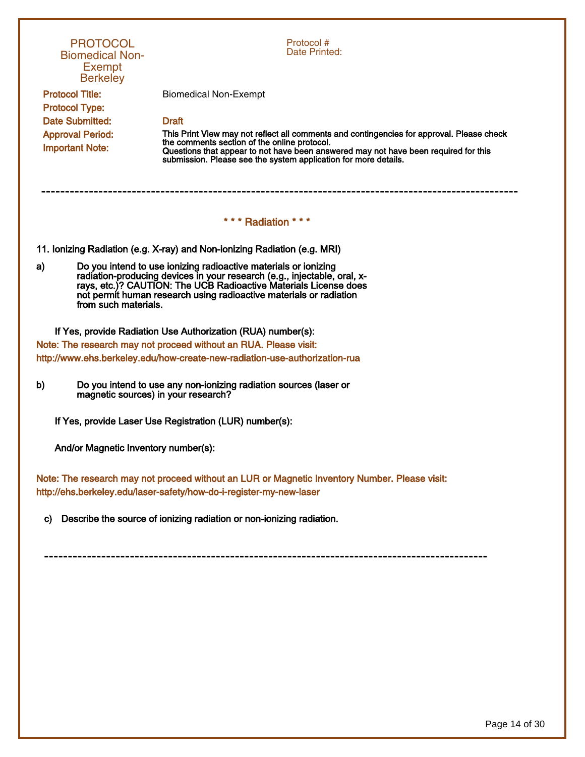PROTOCOL
Biomedical Non-Exempt
Berkeley

Protocol #
Date Printed:

**Protocol Title:** Biomedical Non-Exempt

**Protocol Type:**

**Date Submitted:** Draft

**Approval Period:**

**Important Note:** This Print View may not reflect all comments and contingencies for approval. Please check the comments section of the online protocol. Questions that appear to not have been answered may not have been required for this submission. Please see the system application for more details.

---

## * * * Radiation * * *

**11. Ionizing Radiation (e.g. X-ray) and Non-ionizing Radiation (e.g. MRI)**

**a)** **Do you intend to use ionizing radioactive materials or ionizing radiation-producing devices in your research (e.g., injectable, oral, x-rays, etc.)? CAUTION: The UCB Radioactive Materials License does not permit human research using radioactive materials or radiation from such materials.**

**If Yes, provide Radiation Use Authorization (RUA) number(s):**

**Note: The research may not proceed without an RUA. Please visit: http://www.ehs.berkeley.edu/how-create-new-radiation-use-authorization-rua**

**b)** **Do you intend to use any non-ionizing radiation sources (laser or magnetic sources) in your research?**

**If Yes, provide Laser Use Registration (LUR) number(s):**

**And/or Magnetic Inventory number(s):**

**Note: The research may not proceed without an LUR or Magnetic Inventory Number. Please visit: http://ehs.berkeley.edu/laser-safety/how-do-i-register-my-new-laser**

**c)** **Describe the source of ionizing radiation or non-ionizing radiation.**

---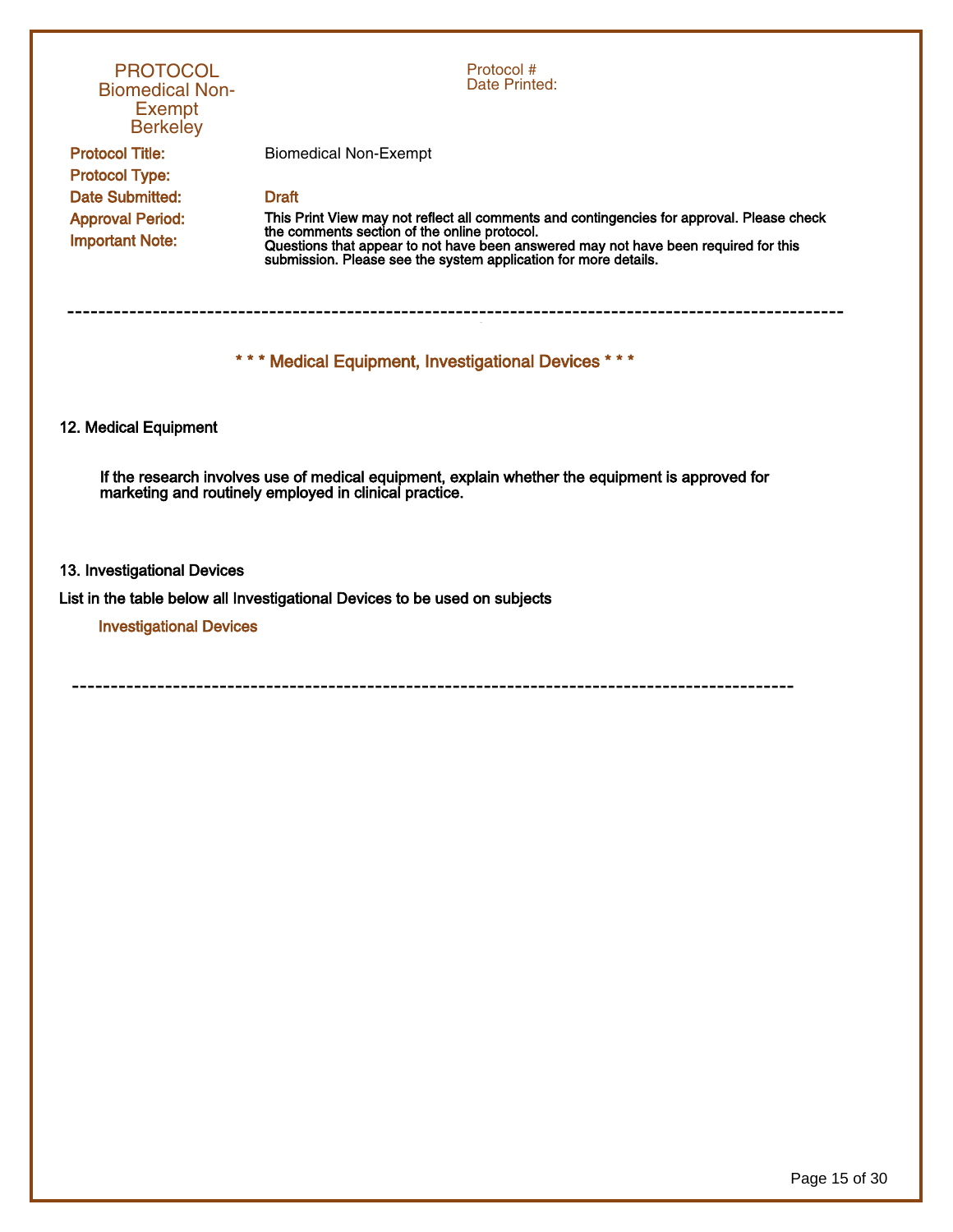PROTOCOL
Biomedical Non-Exempt
Berkeley

Protocol #
Date Printed:

**Protocol Title:** Biomedical Non-Exempt

**Protocol Type:**

**Date Submitted:** Draft

**Approval Period:**

**Important Note:** This Print View may not reflect all comments and contingencies for approval. Please check the comments section of the online protocol.
Questions that appear to not have been answered may not have been required for this submission. Please see the system application for more details.

---

## * * * Medical Equipment, Investigational Devices * * *

### 12. Medical Equipment

**If the research involves use of medical equipment, explain whether the equipment is approved for marketing and routinely employed in clinical practice.**

### 13. Investigational Devices

**List in the table below all Investigational Devices to be used on subjects**

**Investigational Devices**

---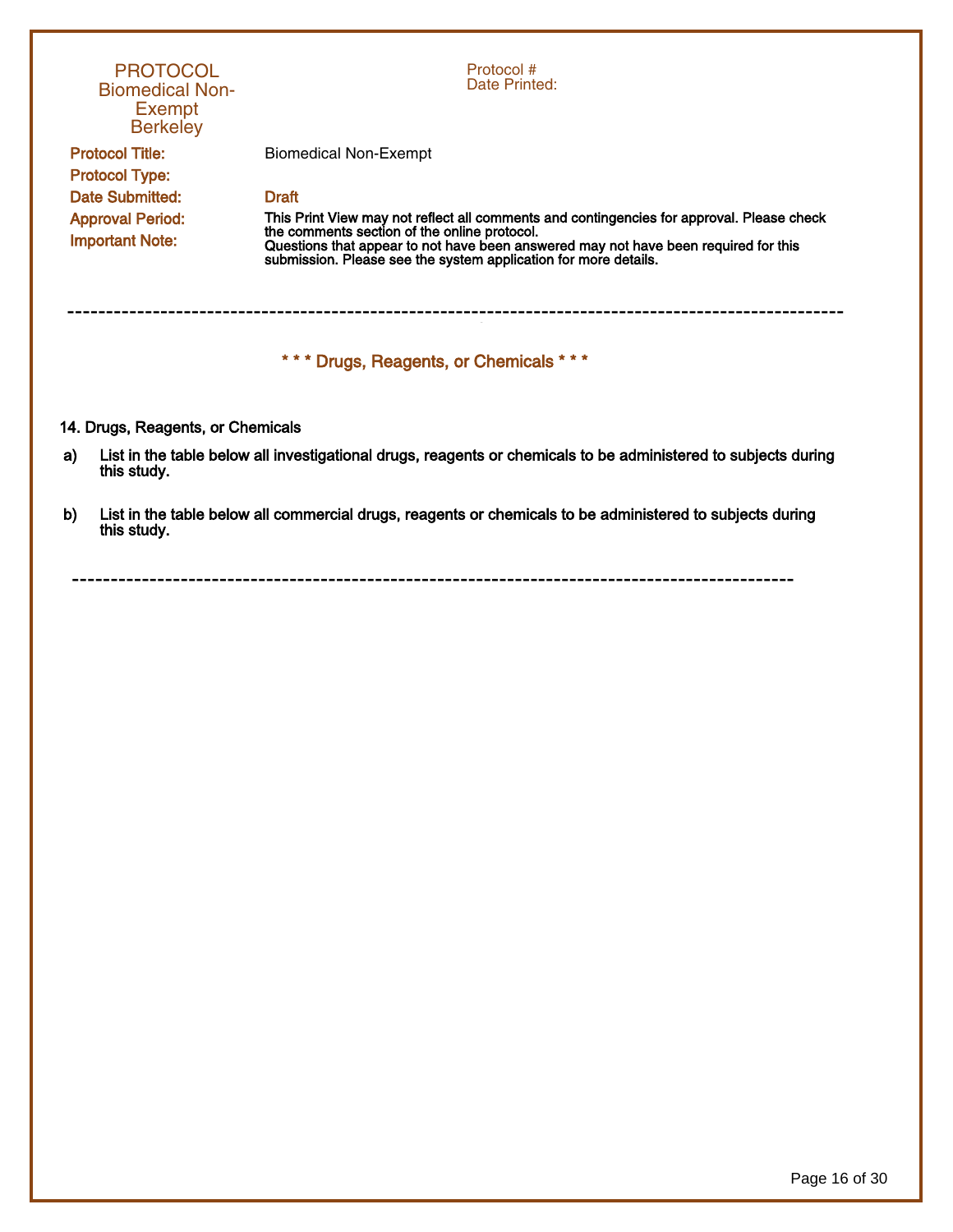PROTOCOL
Biomedical Non-Exempt
Berkeley

Protocol #
Date Printed:

**Protocol Title:** Biomedical Non-Exempt

**Protocol Type:**

**Date Submitted:** Draft

**Approval Period:**

**Important Note:** This Print View may not reflect all comments and contingencies for approval. Please check the comments section of the online protocol. Questions that appear to not have been answered may not have been required for this submission. Please see the system application for more details.

---

## * * * Drugs, Reagents, or Chemicals * * *

**14. Drugs, Reagents, or Chemicals**

**a)** **List in the table below all investigational drugs, reagents or chemicals to be administered to subjects during this study.**

**b)** **List in the table below all commercial drugs, reagents or chemicals to be administered to subjects during this study.**

---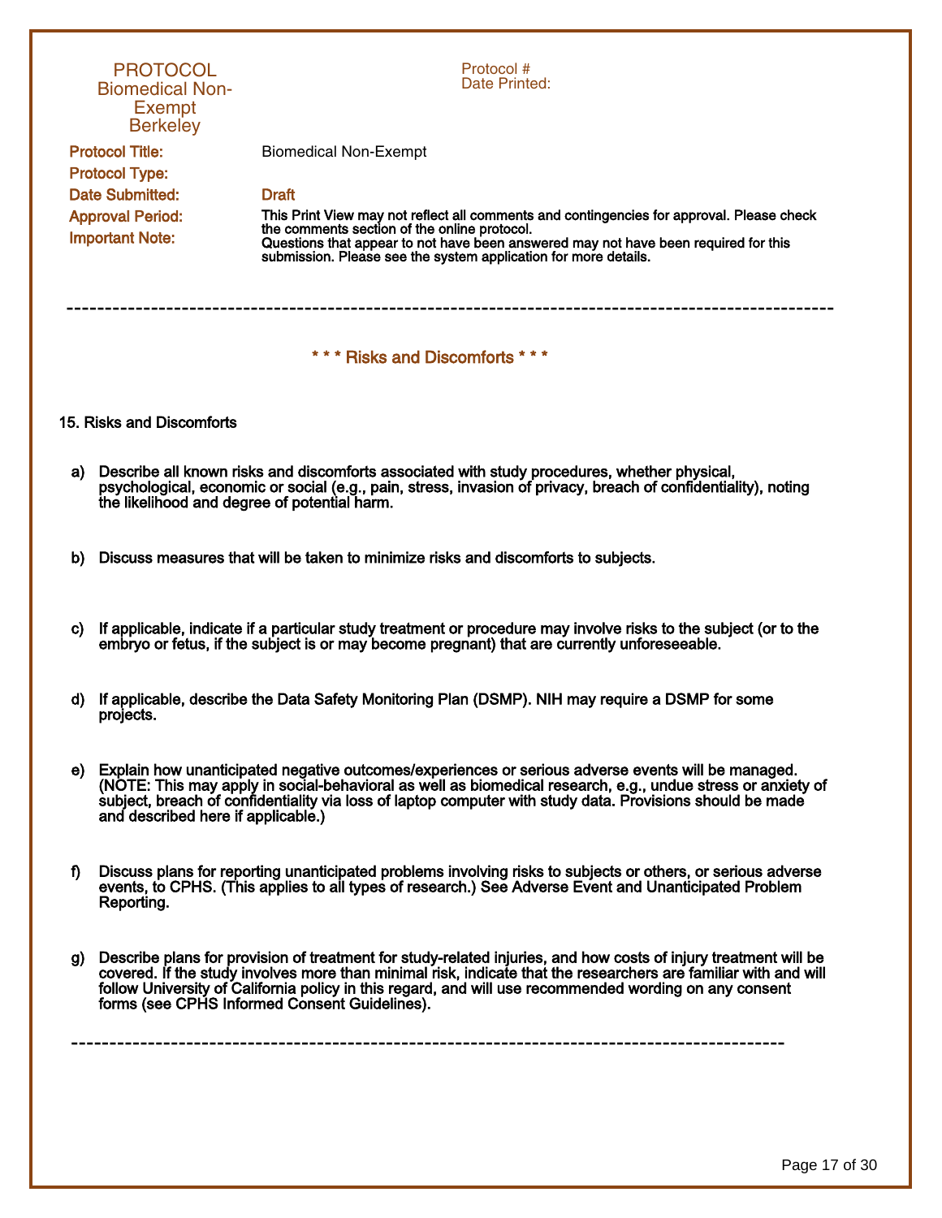PROTOCOL
Biomedical Non-Exempt
Berkeley

Protocol #
Date Printed:

**Protocol Title:** Biomedical Non-Exempt

**Protocol Type:**

**Date Submitted:** Draft

**Approval Period:**

**Important Note:** This Print View may not reflect all comments and contingencies for approval. Please check the comments section of the online protocol.
Questions that appear to not have been answered may not have been required for this submission. Please see the system application for more details.

---

## * * * Risks and Discomforts * * *

**15. Risks and Discomforts**

a) Describe all known risks and discomforts associated with study procedures, whether physical, psychological, economic or social (e.g., pain, stress, invasion of privacy, breach of confidentiality), noting the likelihood and degree of potential harm.

b) Discuss measures that will be taken to minimize risks and discomforts to subjects.

c) If applicable, indicate if a particular study treatment or procedure may involve risks to the subject (or to the embryo or fetus, if the subject is or may become pregnant) that are currently unforeseeable.

d) If applicable, describe the Data Safety Monitoring Plan (DSMP). NIH may require a DSMP for some projects.

e) Explain how unanticipated negative outcomes/experiences or serious adverse events will be managed. (NOTE: This may apply in social-behavioral as well as biomedical research, e.g., undue stress or anxiety of subject, breach of confidentiality via loss of laptop computer with study data. Provisions should be made and described here if applicable.)

f) Discuss plans for reporting unanticipated problems involving risks to subjects or others, or serious adverse events, to CPHS. (This applies to all types of research.) See Adverse Event and Unanticipated Problem Reporting.

g) Describe plans for provision of treatment for study-related injuries, and how costs of injury treatment will be covered. If the study involves more than minimal risk, indicate that the researchers are familiar with and will follow University of California policy in this regard, and will use recommended wording on any consent forms (see CPHS Informed Consent Guidelines).

---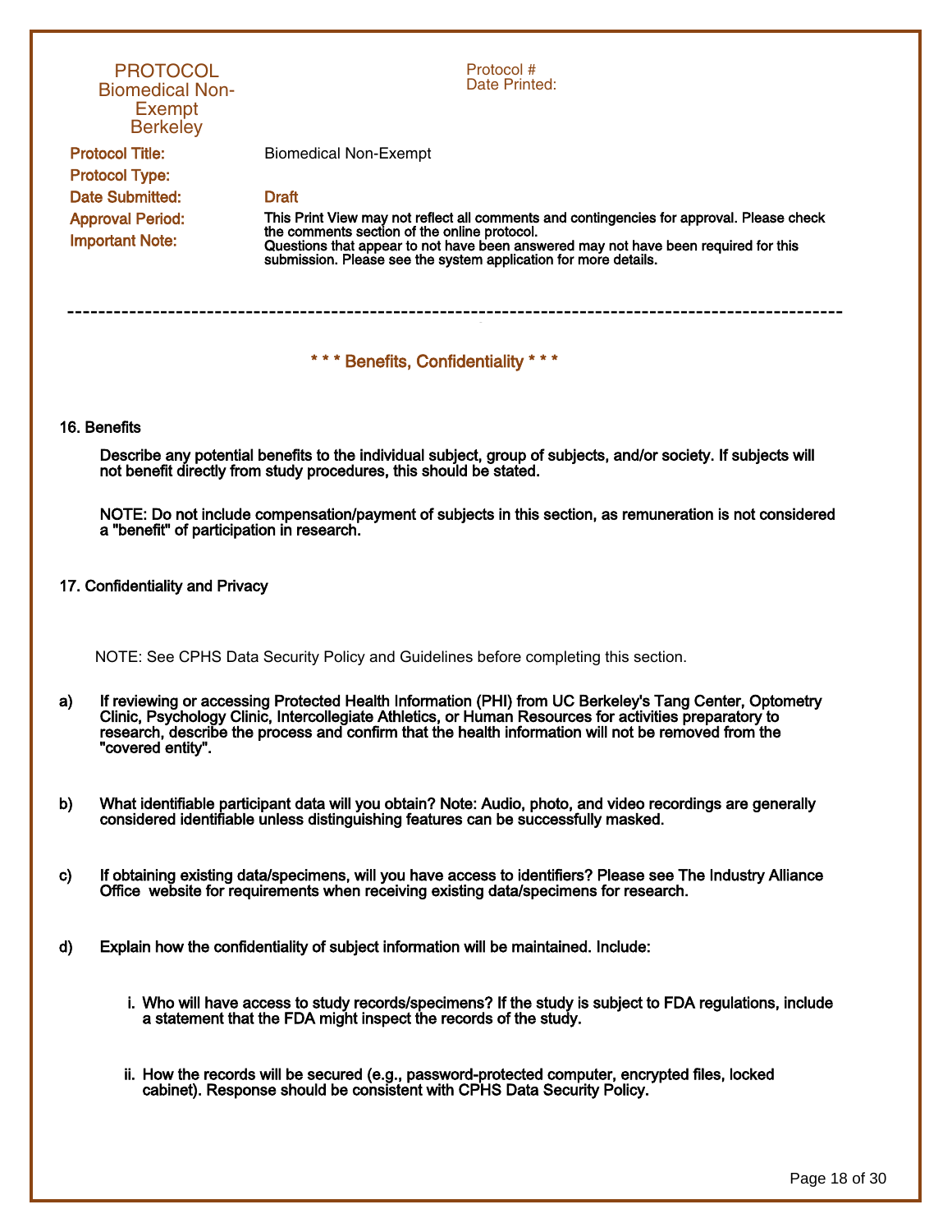**PROTOCOL**
**Biomedical Non-Exempt**
**Berkeley**

Protocol #
Date Printed:

**Protocol Title:** Biomedical Non-Exempt

**Protocol Type:**

**Date Submitted:** Draft

**Approval Period:**

**Important Note:** This Print View may not reflect all comments and contingencies for approval. Please check the comments section of the online protocol.
Questions that appear to not have been answered may not have been required for this submission. Please see the system application for more details.

---

## \* \* \* Benefits, Confidentiality \* \* \*

### 16. Benefits

**Describe any potential benefits to the individual subject, group of subjects, and/or society. If subjects will not benefit directly from study procedures, this should be stated.**

**NOTE: Do not include compensation/payment of subjects in this section, as remuneration is not considered a "benefit" of participation in research.**

### 17. Confidentiality and Privacy

NOTE: See CPHS Data Security Policy and Guidelines before completing this section.

**a) If reviewing or accessing Protected Health Information (PHI) from UC Berkeley's Tang Center, Optometry Clinic, Psychology Clinic, Intercollegiate Athletics, or Human Resources for activities preparatory to research, describe the process and confirm that the health information will not be removed from the "covered entity".**

**b) What identifiable participant data will you obtain? Note: Audio, photo, and video recordings are generally considered identifiable unless distinguishing features can be successfully masked.**

**c) If obtaining existing data/specimens, will you have access to identifiers? Please see The Industry Alliance Office website for requirements when receiving existing data/specimens for research.**

**d) Explain how the confidentiality of subject information will be maintained. Include:**

**i. Who will have access to study records/specimens? If the study is subject to FDA regulations, include a statement that the FDA might inspect the records of the study.**

**ii. How the records will be secured (e.g., password-protected computer, encrypted files, locked cabinet). Response should be consistent with CPHS Data Security Policy.**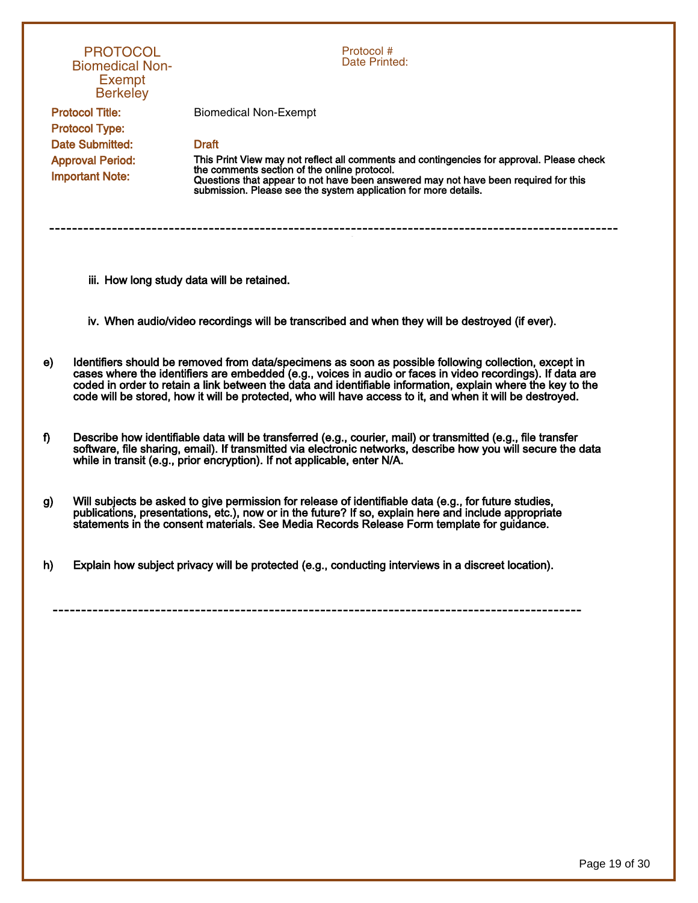iii. How long study data will be retained.

iv. When audio/video recordings will be transcribed and when they will be destroyed (if ever).

e) Identifiers should be removed from data/specimens as soon as possible following collection, except in cases where the identifiers are embedded (e.g., voices in audio or faces in video recordings). If data are coded in order to retain a link between the data and identifiable information, explain where the key to the code will be stored, how it will be protected, who will have access to it, and when it will be destroyed.

f) Describe how identifiable data will be transferred (e.g., courier, mail) or transmitted (e.g., file transfer software, file sharing, email). If transmitted via electronic networks, describe how you will secure the data while in transit (e.g., prior encryption). If not applicable, enter N/A.

g) Will subjects be asked to give permission for release of identifiable data (e.g., for future studies, publications, presentations, etc.), now or in the future? If so, explain here and include appropriate statements in the consent materials. See Media Records Release Form template for guidance.

h) Explain how subject privacy will be protected (e.g., conducting interviews in a discreet location).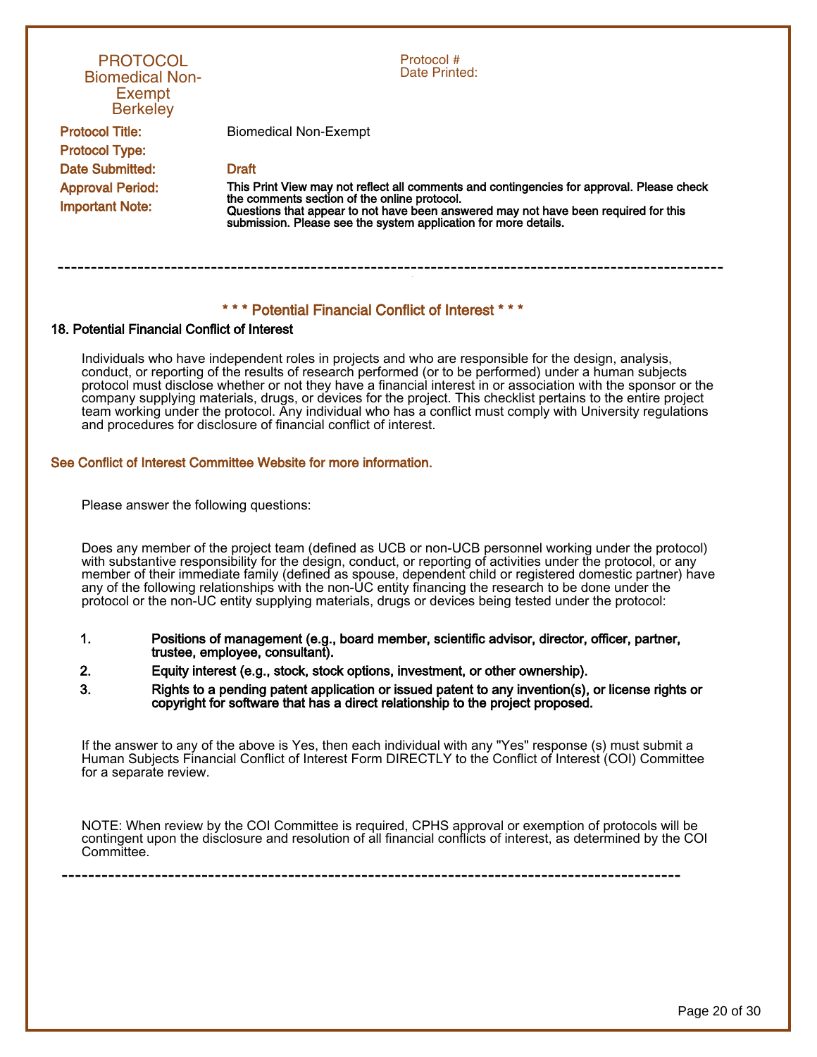# PROTOCOL
Biomedical Non-Exempt
Berkeley

Protocol #
Date Printed:

| | |
|---|---|
| **Protocol Title:** | Biomedical Non-Exempt |
| **Protocol Type:** | |
| **Date Submitted:** | Draft |
| **Approval Period:** | **This Print View may not reflect all comments and contingencies for approval. Please check the comments section of the online protocol.** |
| **Important Note:** | **Questions that appear to not have been answered may not have been required for this submission. Please see the system application for more details.** |

---

## * * * Potential Financial Conflict of Interest * * *

### 18. Potential Financial Conflict of Interest

Individuals who have independent roles in projects and who are responsible for the design, analysis, conduct, or reporting of the results of research performed (or to be performed) under a human subjects protocol must disclose whether or not they have a financial interest in or association with the sponsor or the company supplying materials, drugs, or devices for the project. This checklist pertains to the entire project team working under the protocol. Any individual who has a conflict must comply with University regulations and procedures for disclosure of financial conflict of interest.

**See Conflict of Interest Committee Website for more information.**

Please answer the following questions:

Does any member of the project team (defined as UCB or non-UCB personnel working under the protocol) with substantive responsibility for the design, conduct, or reporting of activities under the protocol, or any member of their immediate family (defined as spouse, dependent child or registered domestic partner) have any of the following relationships with the non-UC entity financing the research to be done under the protocol or the non-UC entity supplying materials, drugs or devices being tested under the protocol:

1. **Positions of management (e.g., board member, scientific advisor, director, officer, partner, trustee, employee, consultant).**
2. **Equity interest (e.g., stock, stock options, investment, or other ownership).**
3. **Rights to a pending patent application or issued patent to any invention(s), or license rights or copyright for software that has a direct relationship to the project proposed.**

If the answer to any of the above is Yes, then each individual with any "Yes" response (s) must submit a Human Subjects Financial Conflict of Interest Form DIRECTLY to the Conflict of Interest (COI) Committee for a separate review.

NOTE: When review by the COI Committee is required, CPHS approval or exemption of protocols will be contingent upon the disclosure and resolution of all financial conflicts of interest, as determined by the COI Committee.

---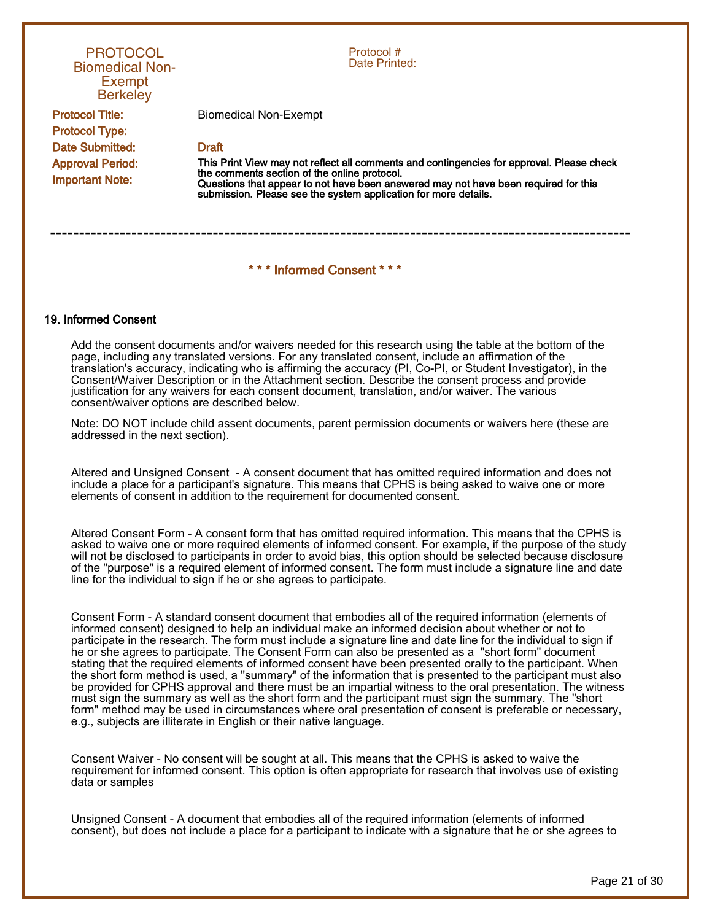PROTOCOL
Biomedical Non-Exempt
Berkeley

Protocol #
Date Printed:

| | |
|---|---|
| **Protocol Title:** | Biomedical Non-Exempt |
| **Protocol Type:** | |
| **Date Submitted:** | Draft |
| **Approval Period:** | |
| **Important Note:** | **This Print View may not reflect all comments and contingencies for approval. Please check the comments section of the online protocol. Questions that appear to not have been answered may not have been required for this submission. Please see the system application for more details.** |

---

## * * * Informed Consent * * *

### 19. Informed Consent

Add the consent documents and/or waivers needed for this research using the table at the bottom of the page, including any translated versions. For any translated consent, include an affirmation of the translation's accuracy, indicating who is affirming the accuracy (PI, Co-PI, or Student Investigator), in the Consent/Waiver Description or in the Attachment section. Describe the consent process and provide justification for any waivers for each consent document, translation, and/or waiver. The various consent/waiver options are described below.

Note: DO NOT include child assent documents, parent permission documents or waivers here (these are addressed in the next section).

Altered and Unsigned Consent - A consent document that has omitted required information and does not include a place for a participant's signature. This means that CPHS is being asked to waive one or more elements of consent in addition to the requirement for documented consent.

Altered Consent Form - A consent form that has omitted required information. This means that the CPHS is asked to waive one or more required elements of informed consent. For example, if the purpose of the study will not be disclosed to participants in order to avoid bias, this option should be selected because disclosure of the "purpose" is a required element of informed consent. The form must include a signature line and date line for the individual to sign if he or she agrees to participate.

Consent Form - A standard consent document that embodies all of the required information (elements of informed consent) designed to help an individual make an informed decision about whether or not to participate in the research. The form must include a signature line and date line for the individual to sign if he or she agrees to participate. The Consent Form can also be presented as a "short form" document stating that the required elements of informed consent have been presented orally to the participant. When the short form method is used, a "summary" of the information that is presented to the participant must also be provided for CPHS approval and there must be an impartial witness to the oral presentation. The witness must sign the summary as well as the short form and the participant must sign the summary. The "short form" method may be used in circumstances where oral presentation of consent is preferable or necessary, e.g., subjects are illiterate in English or their native language.

Consent Waiver - No consent will be sought at all. This means that the CPHS is asked to waive the requirement for informed consent. This option is often appropriate for research that involves use of existing data or samples

Unsigned Consent - A document that embodies all of the required information (elements of informed consent), but does not include a place for a participant to indicate with a signature that he or she agrees to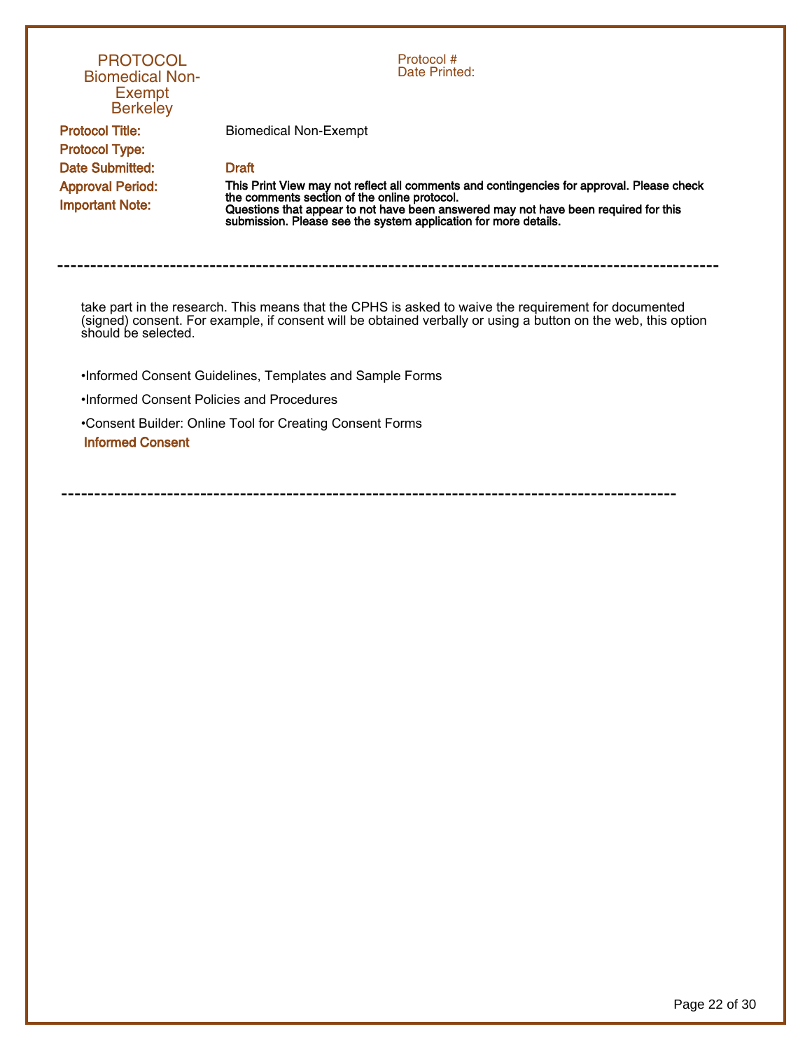take part in the research. This means that the CPHS is asked to waive the requirement for documented (signed) consent. For example, if consent will be obtained verbally or using a button on the web, this option should be selected.

- Informed Consent Guidelines, Templates and Sample Forms
- Informed Consent Policies and Procedures
- Consent Builder: Online Tool for Creating Consent Forms

**Informed Consent**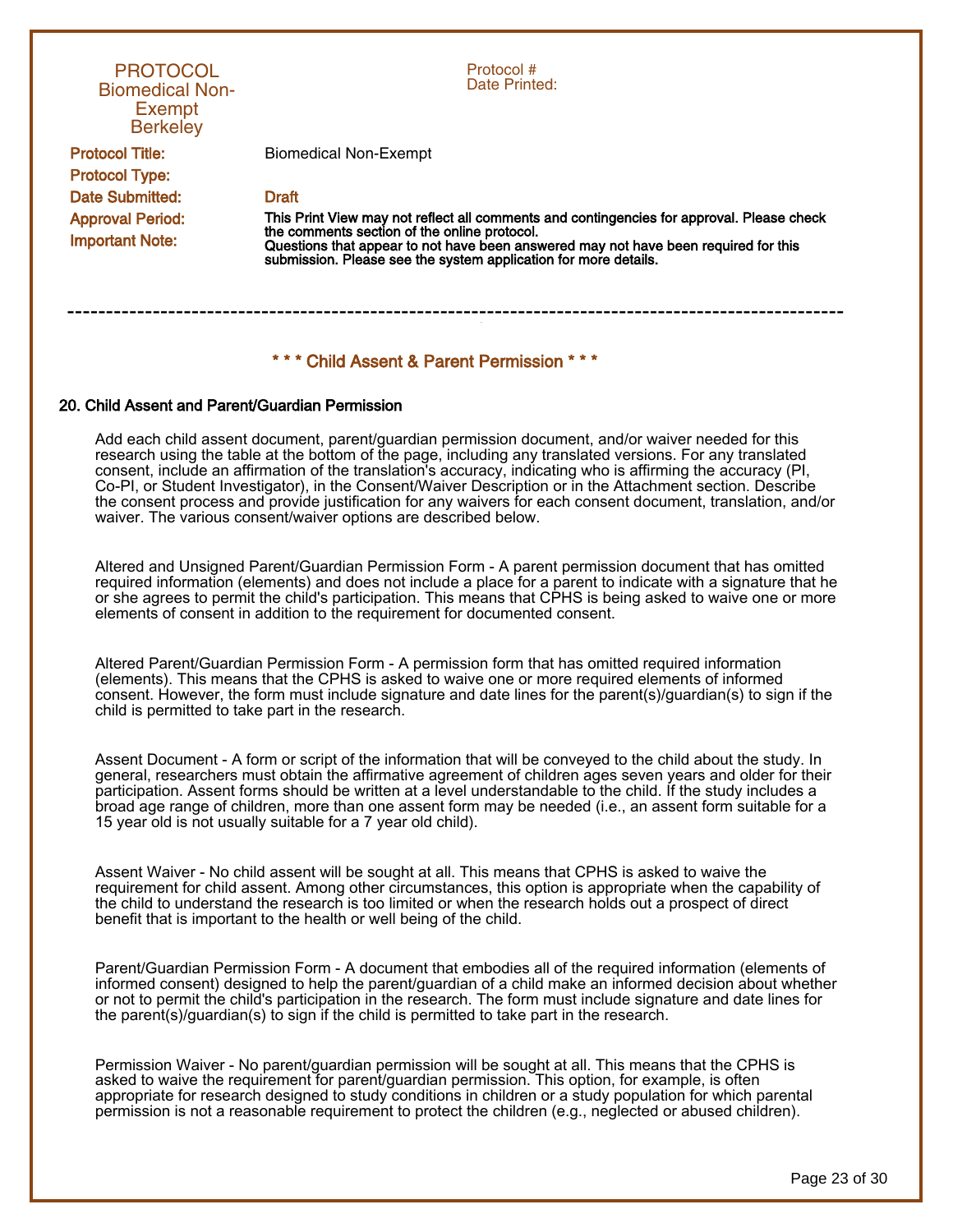PROTOCOL
Biomedical Non-Exempt
Berkeley

Protocol #
Date Printed:

| | |
|---|---|
| **Protocol Title:** | Biomedical Non-Exempt |
| **Protocol Type:** | |
| **Date Submitted:** | Draft |
| **Approval Period:** | |
| **Important Note:** | **This Print View may not reflect all comments and contingencies for approval. Please check the comments section of the online protocol. Questions that appear to not have been answered may not have been required for this submission. Please see the system application for more details.** |

---

## * * * Child Assent & Parent Permission * * *

### 20. Child Assent and Parent/Guardian Permission

Add each child assent document, parent/guardian permission document, and/or waiver needed for this research using the table at the bottom of the page, including any translated versions. For any translated consent, include an affirmation of the translation's accuracy, indicating who is affirming the accuracy (PI, Co-PI, or Student Investigator), in the Consent/Waiver Description or in the Attachment section. Describe the consent process and provide justification for any waivers for each consent document, translation, and/or waiver. The various consent/waiver options are described below.

Altered and Unsigned Parent/Guardian Permission Form - A parent permission document that has omitted required information (elements) and does not include a place for a parent to indicate with a signature that he or she agrees to permit the child's participation. This means that CPHS is being asked to waive one or more elements of consent in addition to the requirement for documented consent.

Altered Parent/Guardian Permission Form - A permission form that has omitted required information (elements). This means that the CPHS is asked to waive one or more required elements of informed consent. However, the form must include signature and date lines for the parent(s)/guardian(s) to sign if the child is permitted to take part in the research.

Assent Document - A form or script of the information that will be conveyed to the child about the study. In general, researchers must obtain the affirmative agreement of children ages seven years and older for their participation. Assent forms should be written at a level understandable to the child. If the study includes a broad age range of children, more than one assent form may be needed (i.e., an assent form suitable for a 15 year old is not usually suitable for a 7 year old child).

Assent Waiver - No child assent will be sought at all. This means that CPHS is asked to waive the requirement for child assent. Among other circumstances, this option is appropriate when the capability of the child to understand the research is too limited or when the research holds out a prospect of direct benefit that is important to the health or well being of the child.

Parent/Guardian Permission Form - A document that embodies all of the required information (elements of informed consent) designed to help the parent/guardian of a child make an informed decision about whether or not to permit the child's participation in the research. The form must include signature and date lines for the parent(s)/guardian(s) to sign if the child is permitted to take part in the research.

Permission Waiver - No parent/guardian permission will be sought at all. This means that the CPHS is asked to waive the requirement for parent/guardian permission. This option, for example, is often appropriate for research designed to study conditions in children or a study population for which parental permission is not a reasonable requirement to protect the children (e.g., neglected or abused children).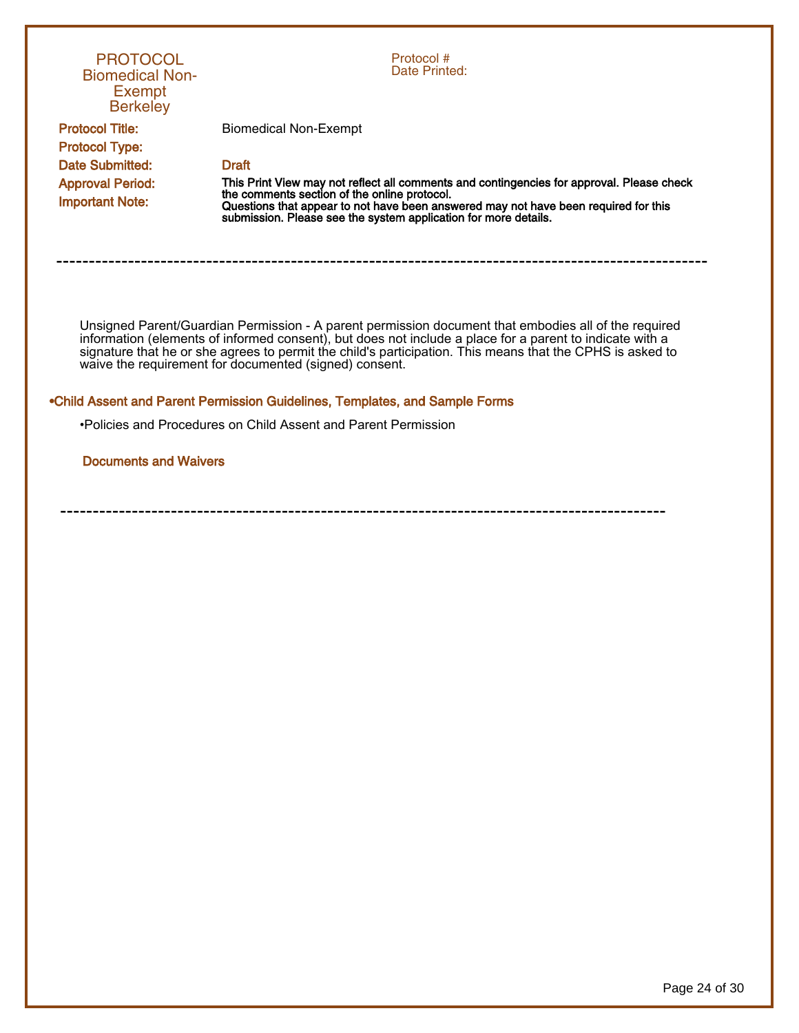# PROTOCOL
## Biomedical Non-Exempt
## Berkeley

Protocol #
Date Printed:

**Protocol Title:** Biomedical Non-Exempt

**Protocol Type:**

**Date Submitted:** Draft

**Approval Period:**

**Important Note:** **This Print View may not reflect all comments and contingencies for approval. Please check the comments section of the online protocol. Questions that appear to not have been answered may not have been required for this submission. Please see the system application for more details.**

---

Unsigned Parent/Guardian Permission - A parent permission document that embodies all of the required information (elements of informed consent), but does not include a place for a parent to indicate with a signature that he or she agrees to permit the child's participation. This means that the CPHS is asked to waive the requirement for documented (signed) consent.

**•Child Assent and Parent Permission Guidelines, Templates, and Sample Forms**

•Policies and Procedures on Child Assent and Parent Permission

**Documents and Waivers**

---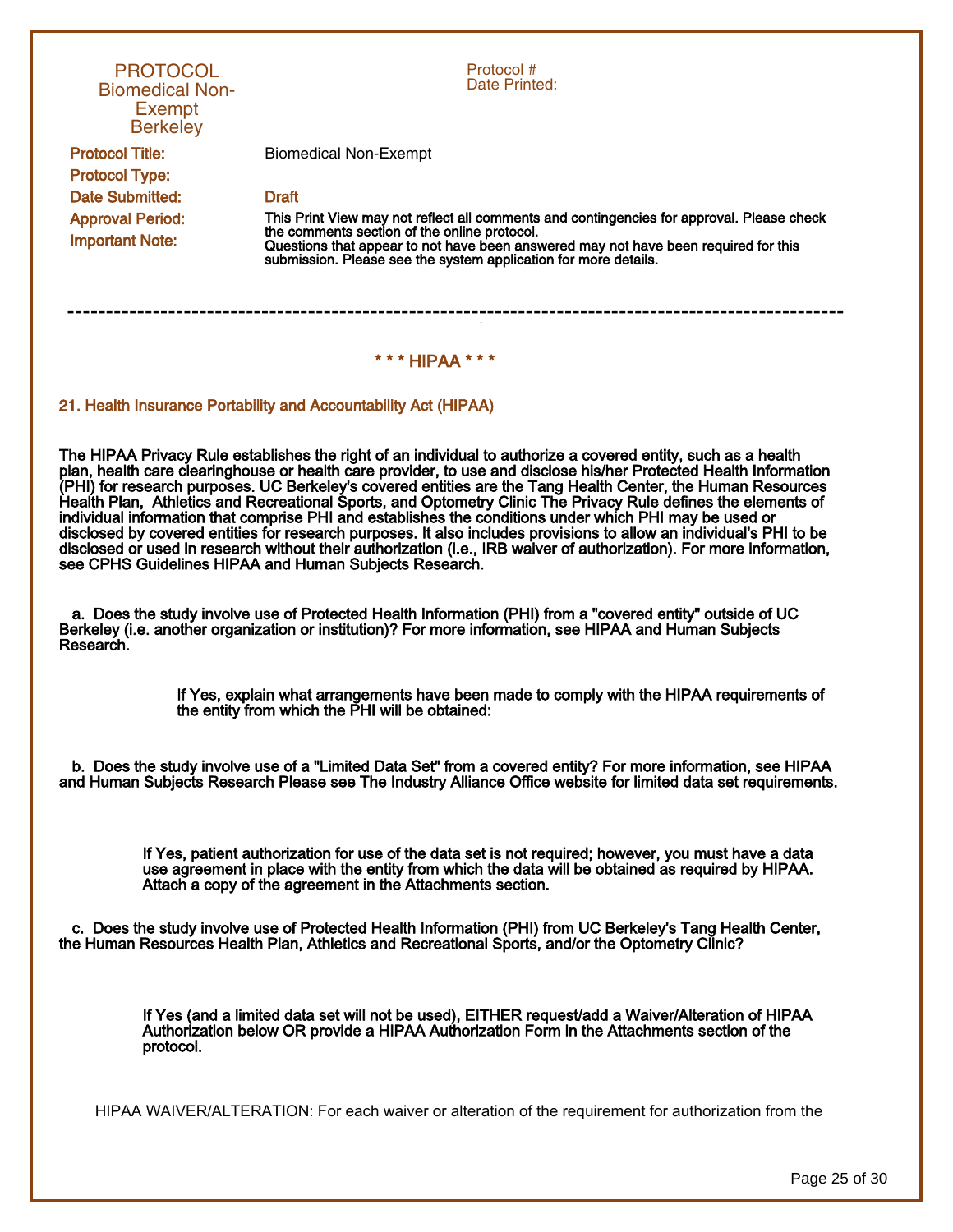PROTOCOL
Biomedical Non-Exempt
Berkeley

Protocol #
Date Printed:

**Protocol Title:** Biomedical Non-Exempt

**Protocol Type:**

**Date Submitted:** Draft

**Approval Period:**

**Important Note:** This Print View may not reflect all comments and contingencies for approval. Please check the comments section of the online protocol.
Questions that appear to not have been answered may not have been required for this submission. Please see the system application for more details.

---

## * * * HIPAA * * *

### 21. Health Insurance Portability and Accountability Act (HIPAA)

**The HIPAA Privacy Rule establishes the right of an individual to authorize a covered entity, such as a health plan, health care clearinghouse or health care provider, to use and disclose his/her Protected Health Information (PHI) for research purposes. UC Berkeley's covered entities are the Tang Health Center, the Human Resources Health Plan, Athletics and Recreational Sports, and Optometry Clinic The Privacy Rule defines the elements of individual information that comprise PHI and establishes the conditions under which PHI may be used or disclosed by covered entities for research purposes. It also includes provisions to allow an individual's PHI to be disclosed or used in research without their authorization (i.e., IRB waiver of authorization). For more information, see CPHS Guidelines HIPAA and Human Subjects Research.**

**a. Does the study involve use of Protected Health Information (PHI) from a "covered entity" outside of UC Berkeley (i.e. another organization or institution)? For more information, see HIPAA and Human Subjects Research.**

**If Yes, explain what arrangements have been made to comply with the HIPAA requirements of the entity from which the PHI will be obtained:**

**b. Does the study involve use of a "Limited Data Set" from a covered entity? For more information, see HIPAA and Human Subjects Research Please see The Industry Alliance Office website for limited data set requirements.**

**If Yes, patient authorization for use of the data set is not required; however, you must have a data use agreement in place with the entity from which the data will be obtained as required by HIPAA. Attach a copy of the agreement in the Attachments section.**

**c. Does the study involve use of Protected Health Information (PHI) from UC Berkeley's Tang Health Center, the Human Resources Health Plan, Athletics and Recreational Sports, and/or the Optometry Clinic?**

**If Yes (and a limited data set will not be used), EITHER request/add a Waiver/Alteration of HIPAA Authorization below OR provide a HIPAA Authorization Form in the Attachments section of the protocol.**

HIPAA WAIVER/ALTERATION: For each waiver or alteration of the requirement for authorization from the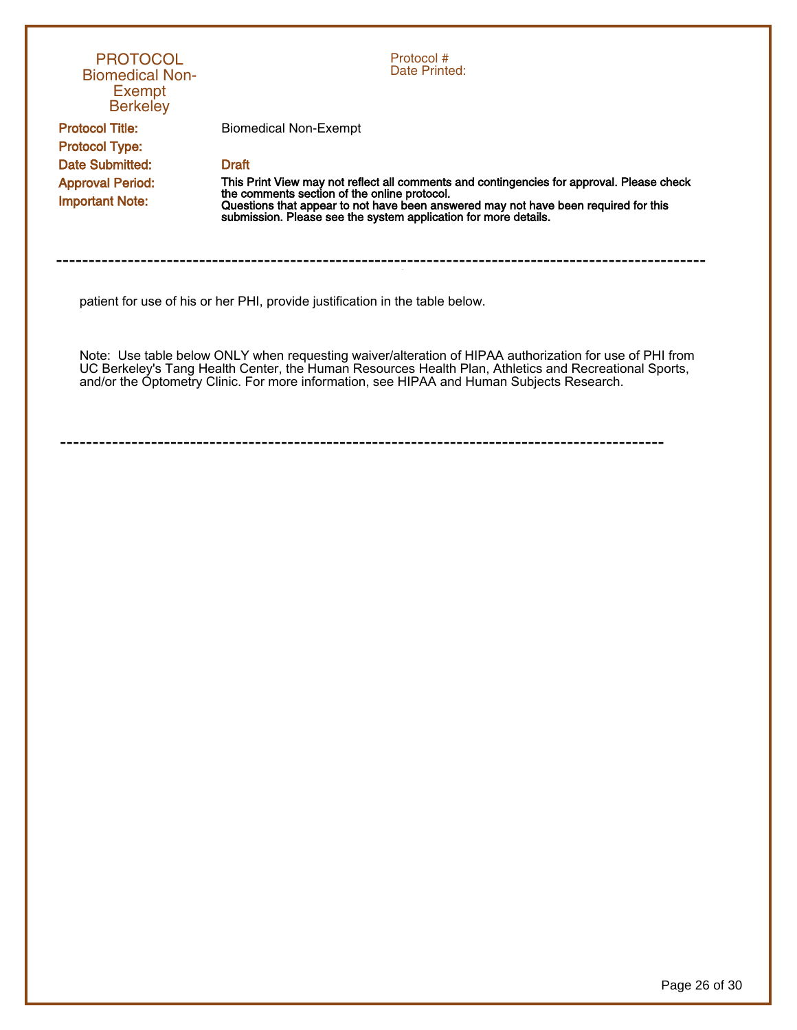patient for use of his or her PHI, provide justification in the table below.

Note: Use table below ONLY when requesting waiver/alteration of HIPAA authorization for use of PHI from UC Berkeley's Tang Health Center, the Human Resources Health Plan, Athletics and Recreational Sports, and/or the Optometry Clinic. For more information, see HIPAA and Human Subjects Research.

---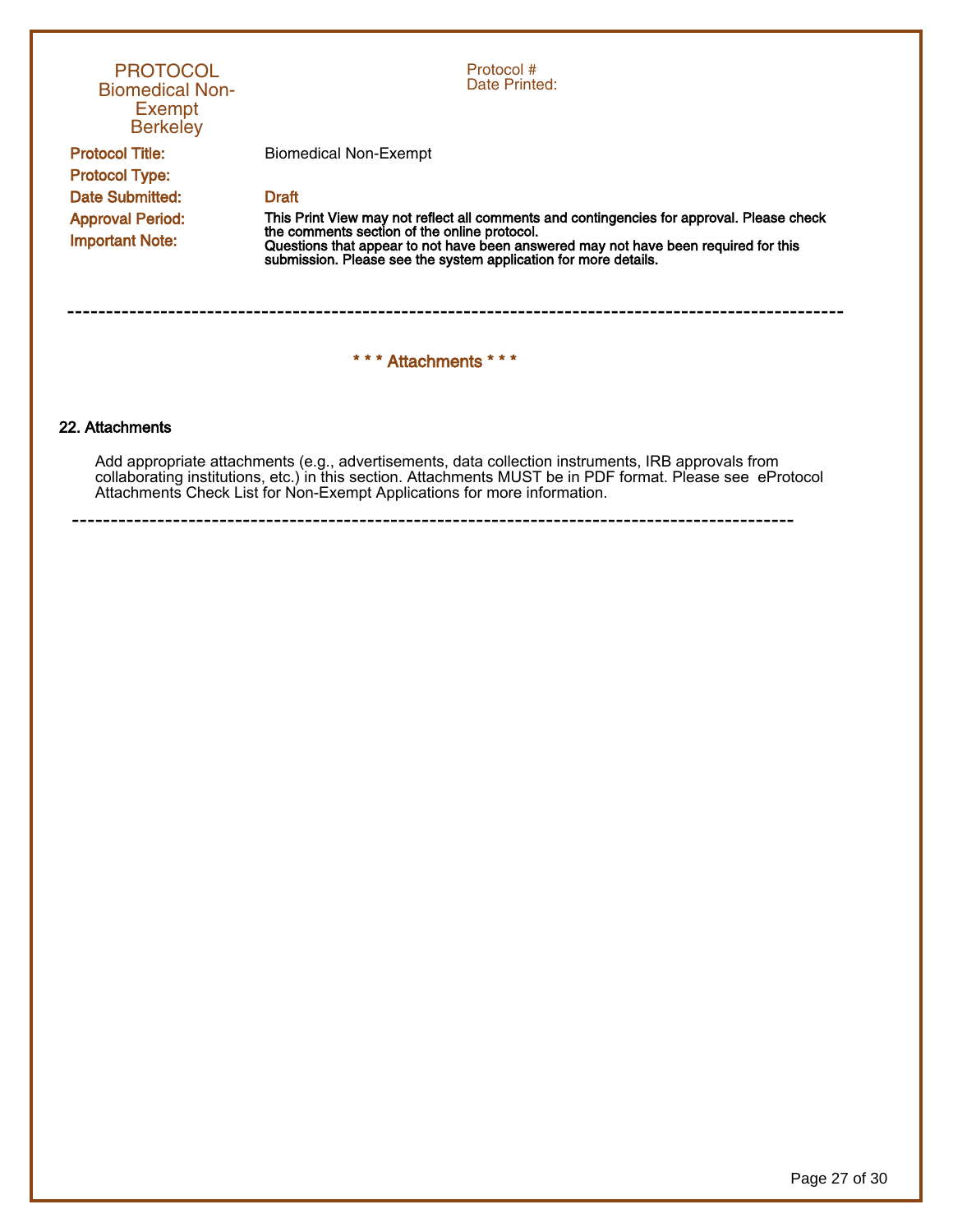PROTOCOL
Biomedical Non-Exempt
Berkeley

Protocol #
Date Printed:

**Protocol Title:** Biomedical Non-Exempt

**Protocol Type:**

**Date Submitted:** Draft

**Approval Period:**

**Important Note:** **This Print View may not reflect all comments and contingencies for approval. Please check the comments section of the online protocol.**
**Questions that appear to not have been answered may not have been required for this submission. Please see the system application for more details.**

---

## * * * Attachments * * *

### 22. Attachments

Add appropriate attachments (e.g., advertisements, data collection instruments, IRB approvals from collaborating institutions, etc.) in this section. Attachments MUST be in PDF format. Please see eProtocol Attachments Check List for Non-Exempt Applications for more information.

---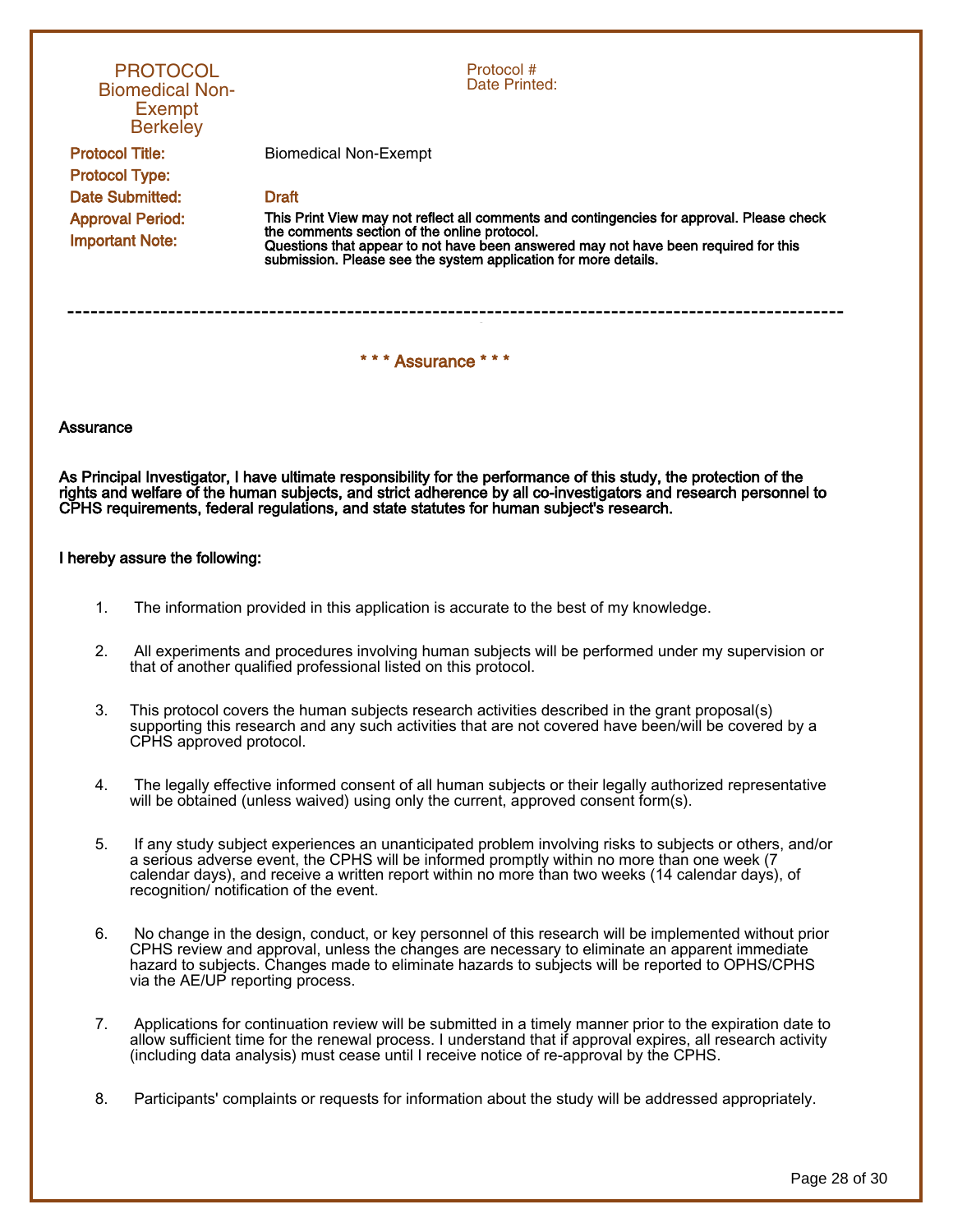PROTOCOL
Biomedical Non-Exempt
Berkeley

Protocol #
Date Printed:

**Protocol Title:** Biomedical Non-Exempt

**Protocol Type:**

**Date Submitted:** Draft

**Approval Period:**

**Important Note:** **This Print View may not reflect all comments and contingencies for approval. Please check the comments section of the online protocol. Questions that appear to not have been answered may not have been required for this submission. Please see the system application for more details.**

---

## * * * Assurance * * *

**Assurance**

**As Principal Investigator, I have ultimate responsibility for the performance of this study, the protection of the rights and welfare of the human subjects, and strict adherence by all co-investigators and research personnel to CPHS requirements, federal regulations, and state statutes for human subject's research.**

**I hereby assure the following:**

1. The information provided in this application is accurate to the best of my knowledge.

2. All experiments and procedures involving human subjects will be performed under my supervision or that of another qualified professional listed on this protocol.

3. This protocol covers the human subjects research activities described in the grant proposal(s) supporting this research and any such activities that are not covered have been/will be covered by a CPHS approved protocol.

4. The legally effective informed consent of all human subjects or their legally authorized representative will be obtained (unless waived) using only the current, approved consent form(s).

5. If any study subject experiences an unanticipated problem involving risks to subjects or others, and/or a serious adverse event, the CPHS will be informed promptly within no more than one week (7 calendar days), and receive a written report within no more than two weeks (14 calendar days), of recognition/ notification of the event.

6. No change in the design, conduct, or key personnel of this research will be implemented without prior CPHS review and approval, unless the changes are necessary to eliminate an apparent immediate hazard to subjects. Changes made to eliminate hazards to subjects will be reported to OPHS/CPHS via the AE/UP reporting process.

7. Applications for continuation review will be submitted in a timely manner prior to the expiration date to allow sufficient time for the renewal process. I understand that if approval expires, all research activity (including data analysis) must cease until I receive notice of re-approval by the CPHS.

8. Participants' complaints or requests for information about the study will be addressed appropriately.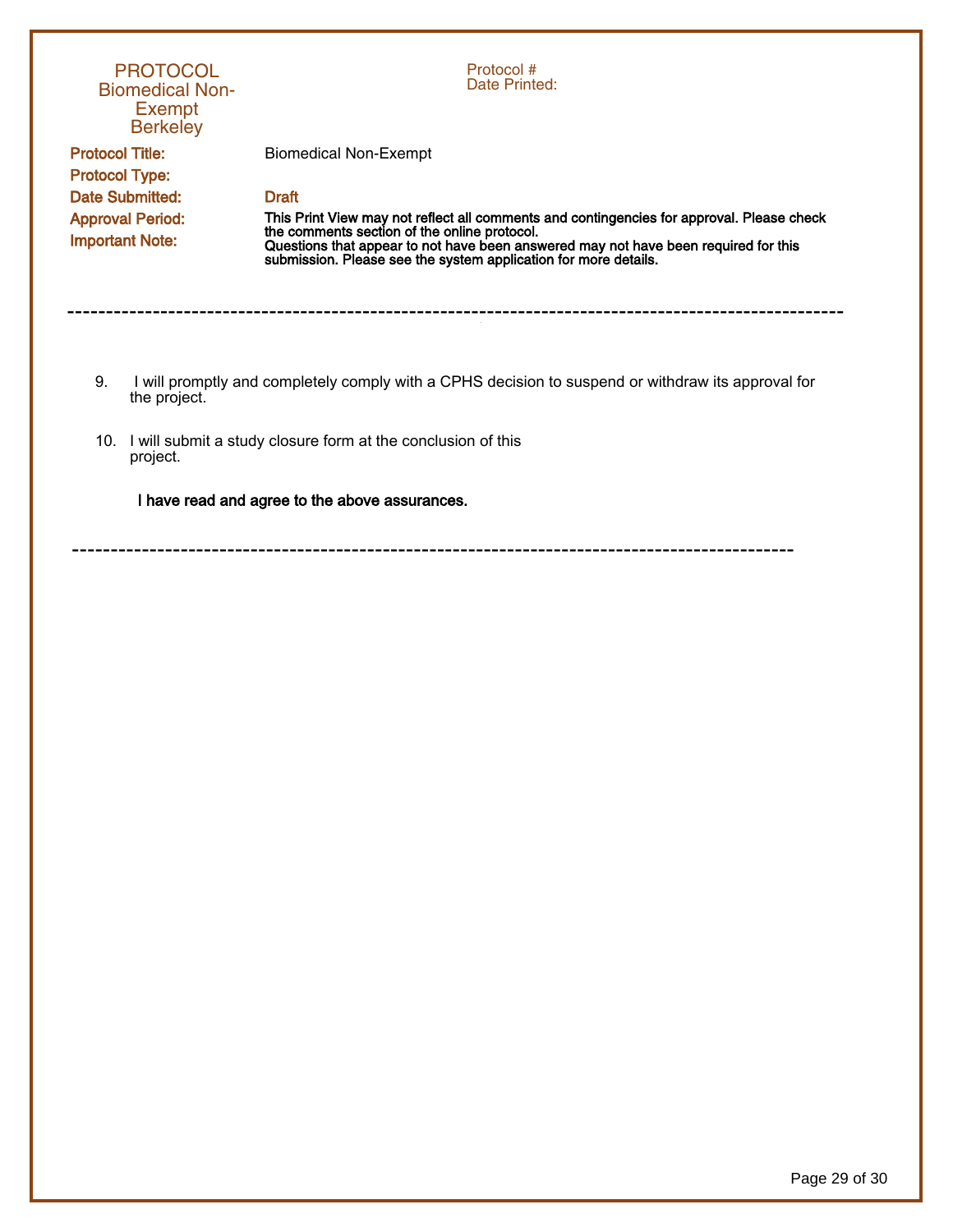9. I will promptly and completely comply with a CPHS decision to suspend or withdraw its approval for the project.

10. I will submit a study closure form at the conclusion of this project.

**I have read and agree to the above assurances.**

---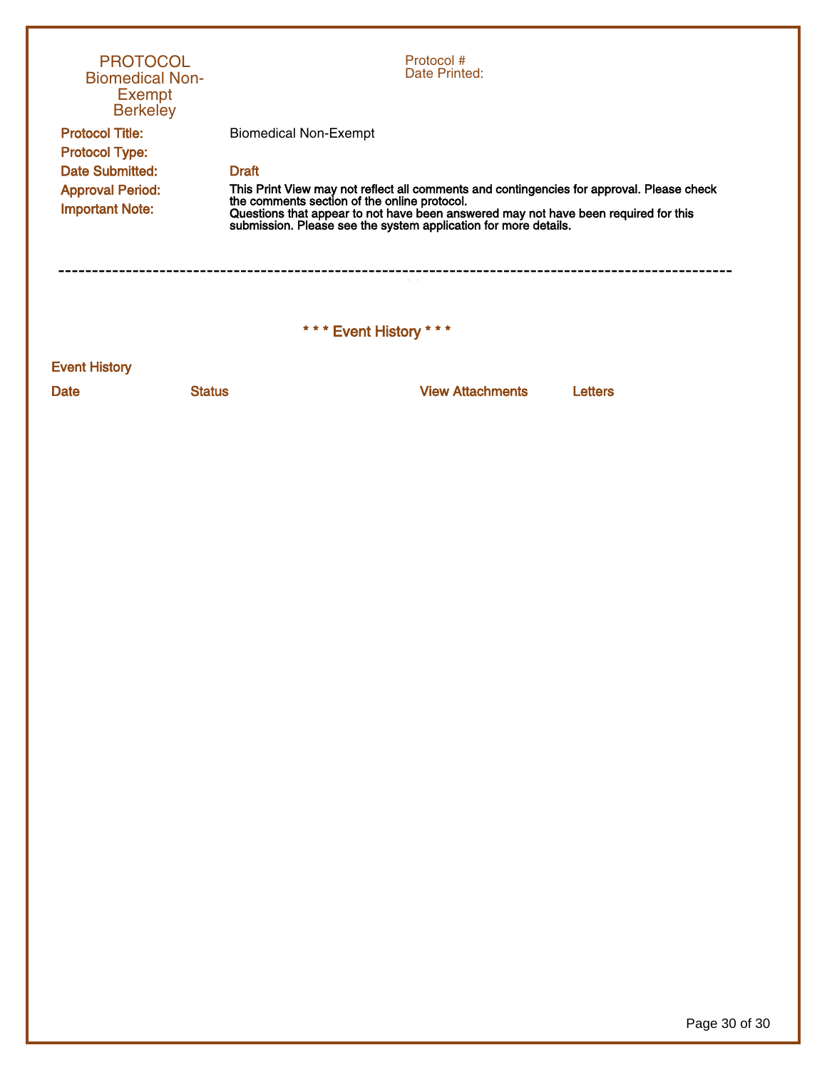PROTOCOL
Biomedical Non-Exempt
Berkeley

Protocol #
Date Printed:

**Protocol Title:** Biomedical Non-Exempt

**Protocol Type:**

**Date Submitted:** Draft

**Approval Period:**

**Important Note:** This Print View may not reflect all comments and contingencies for approval. Please check the comments section of the online protocol.
Questions that appear to not have been answered may not have been required for this submission. Please see the system application for more details.

---

## * * * Event History * * *

**Event History**

| Date | Status | View Attachments | Letters |
|---|---|---|---|